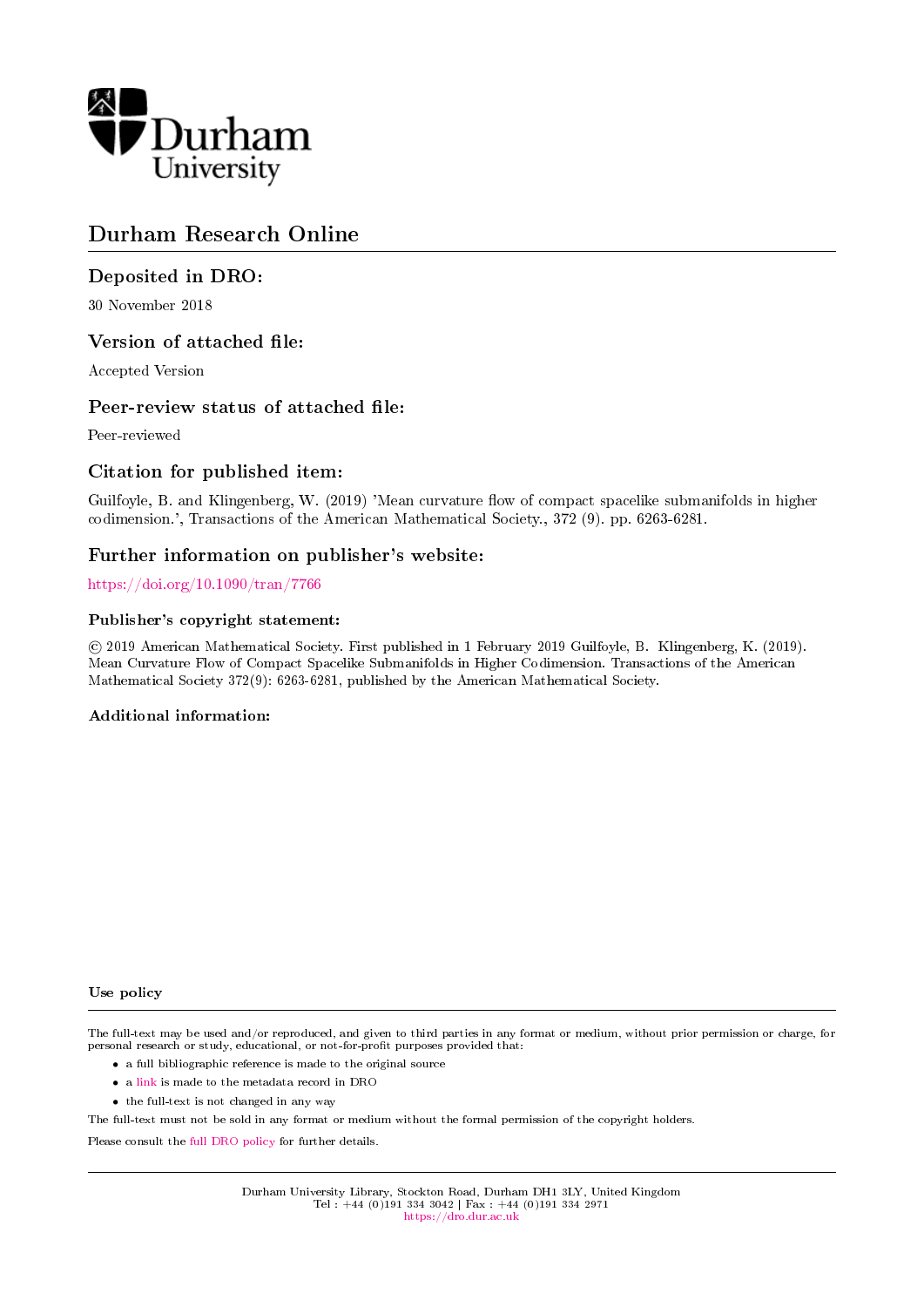Durham University

# Durham Research Online

## Deposited in DRO:

30 November 2018

## Version of attached file:

Accepted Version

## Peer-review status of attached file:

Peer-reviewed

## Citation for published item:

Guilfoyle, B. and Klingenberg, W. (2019) 'Mean curvature flow of compact spacelike submanifolds in higher codimension.', Transactions of the American Mathematical Society., 372 (9). pp. 6263-6281.

## Further information on publisher's website:

https://doi.org/10.1090/tran/7766

### Publisher's copyright statement:

© 2019 American Mathematical Society. First published in 1 February 2019 Guilfoyle, B. Klingenberg, K. (2019). Mean Curvature Flow of Compact Spacelike Submanifolds in Higher Codimension. Transactions of the American Mathematical Society 372(9): 6263-6281, published by the American Mathematical Society.

### Additional information:

### Use policy

The full-text may be used and/or reproduced, and given to third parties in any format or medium, without prior permission or charge, for personal research or study, educational, or not-for-profit purposes provided that:

- a full bibliographic reference is made to the original source
- a link is made to the metadata record in DRO
- the full-text is not changed in any way

The full-text must not be sold in any format or medium without the formal permission of the copyright holders.

Please consult the full DRO policy for further details.

Durham University Library, Stockton Road, Durham DH1 3LY, United Kingdom
Tel : +44 (0)191 334 3042 | Fax : +44 (0)191 334 2971
https://dro.dur.ac.uk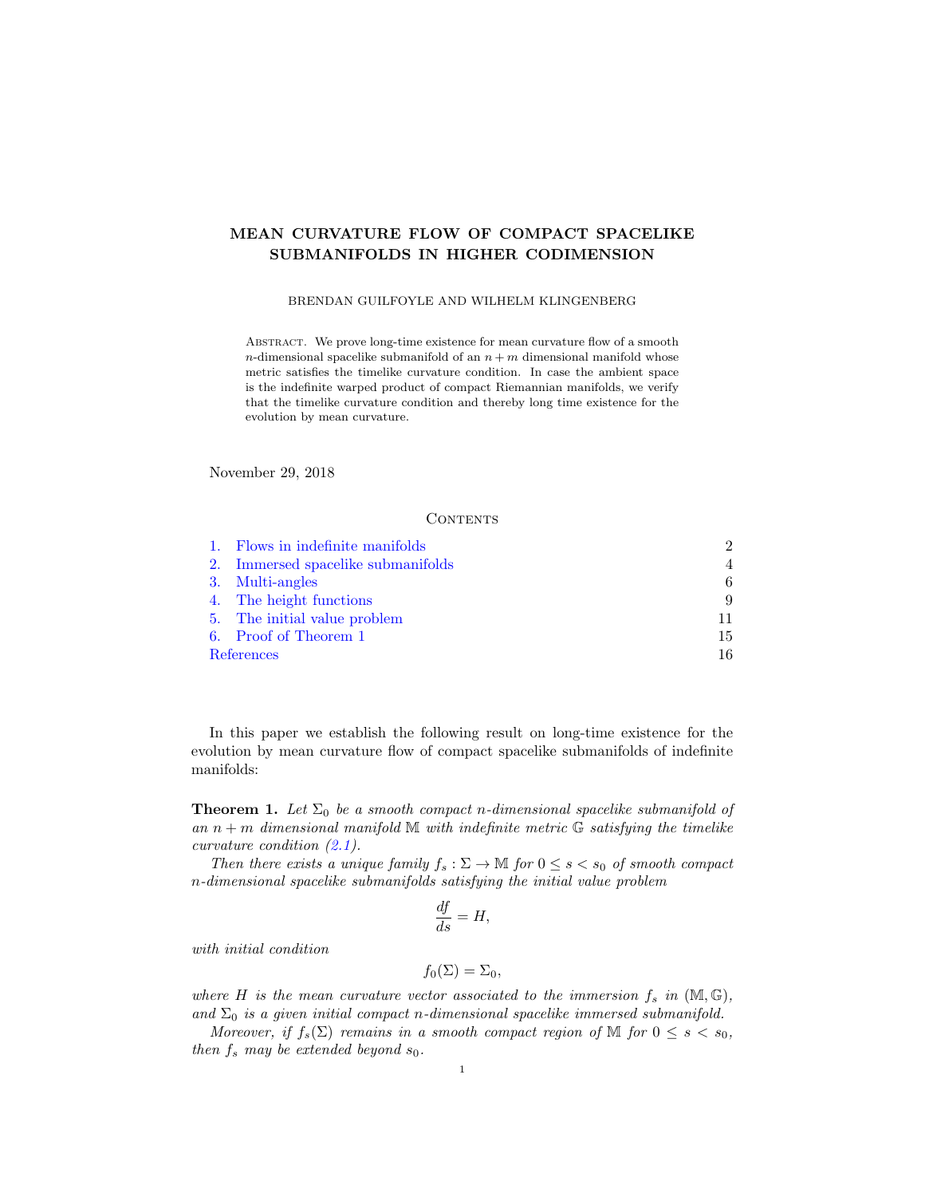# MEAN CURVATURE FLOW OF COMPACT SPACELIKE SUBMANIFOLDS IN HIGHER CODIMENSION

BRENDAN GUILFOYLE AND WILHELM KLINGENBERG

Abstract. We prove long-time existence for mean curvature flow of a smooth $n$-dimensional spacelike submanifold of an $n+m$ dimensional manifold whose metric satisfies the timelike curvature condition. In case the ambient space is the indefinite warped product of compact Riemannian manifolds, we verify that the timelike curvature condition and thereby long time existence for the evolution by mean curvature.

November 29, 2018

## Contents

1. Flows in indefinite manifolds — 2
2. Immersed spacelike submanifolds — 4
3. Multi-angles — 6
4. The height functions — 9
5. The initial value problem — 11
6. Proof of Theorem 1 — 15

References — 16

In this paper we establish the following result on long-time existence for the evolution by mean curvature flow of compact spacelike submanifolds of indefinite manifolds:

**Theorem 1.** *Let $\Sigma_0$ be a smooth compact $n$-dimensional spacelike submanifold of an $n+m$ dimensional manifold $\mathbb{M}$ with indefinite metric $\mathbb{G}$ satisfying the timelike curvature condition (2.1).*

*Then there exists a unique family $f_s : \Sigma \to \mathbb{M}$ for $0 \leq s < s_0$ of smooth compact $n$-dimensional spacelike submanifolds satisfying the initial value problem*

$$\frac{df}{ds} = H,$$

*with initial condition*

$$f_0(\Sigma) = \Sigma_0,$$

*where $H$ is the mean curvature vector associated to the immersion $f_s$ in $(\mathbb{M}, \mathbb{G})$, and $\Sigma_0$ is a given initial compact $n$-dimensional spacelike immersed submanifold.*

*Moreover, if $f_s(\Sigma)$ remains in a smooth compact region of $\mathbb{M}$ for $0 \leq s < s_0$, then $f_s$ may be extended beyond $s_0$.*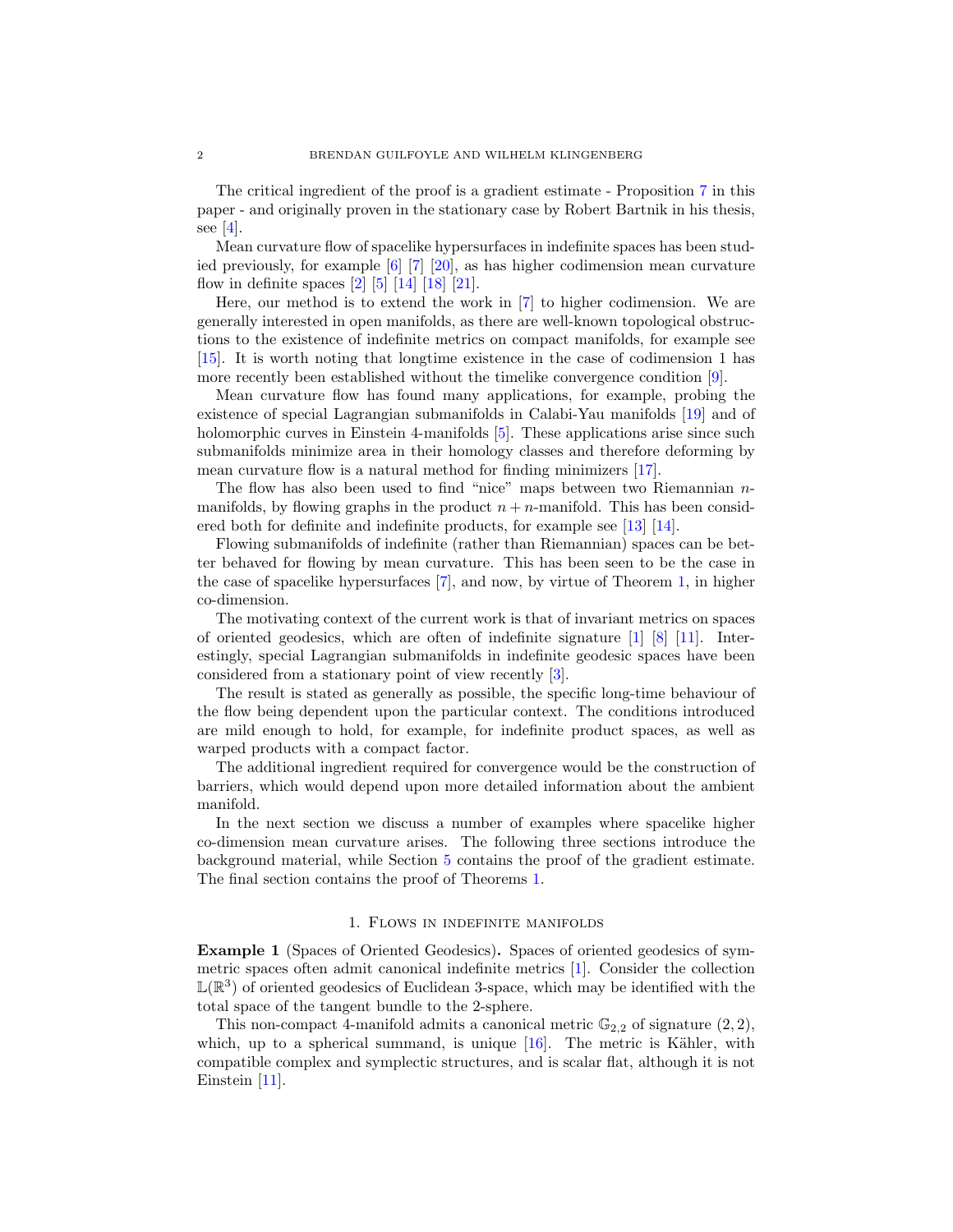The critical ingredient of the proof is a gradient estimate - Proposition 7 in this paper - and originally proven in the stationary case by Robert Bartnik in his thesis, see [4].

Mean curvature flow of spacelike hypersurfaces in indefinite spaces has been studied previously, for example [6] [7] [20], as has higher codimension mean curvature flow in definite spaces [2] [5] [14] [18] [21].

Here, our method is to extend the work in [7] to higher codimension. We are generally interested in open manifolds, as there are well-known topological obstructions to the existence of indefinite metrics on compact manifolds, for example see [15]. It is worth noting that longtime existence in the case of codimension 1 has more recently been established without the timelike convergence condition [9].

Mean curvature flow has found many applications, for example, probing the existence of special Lagrangian submanifolds in Calabi-Yau manifolds [19] and of holomorphic curves in Einstein 4-manifolds [5]. These applications arise since such submanifolds minimize area in their homology classes and therefore deforming by mean curvature flow is a natural method for finding minimizers [17].

The flow has also been used to find "nice" maps between two Riemannian $n$-manifolds, by flowing graphs in the product $n+n$-manifold. This has been considered both for definite and indefinite products, for example see [13] [14].

Flowing submanifolds of indefinite (rather than Riemannian) spaces can be better behaved for flowing by mean curvature. This has been seen to be the case in the case of spacelike hypersurfaces [7], and now, by virtue of Theorem 1, in higher co-dimension.

The motivating context of the current work is that of invariant metrics on spaces of oriented geodesics, which are often of indefinite signature [1] [8] [11]. Interestingly, special Lagrangian submanifolds in indefinite geodesic spaces have been considered from a stationary point of view recently [3].

The result is stated as generally as possible, the specific long-time behaviour of the flow being dependent upon the particular context. The conditions introduced are mild enough to hold, for example, for indefinite product spaces, as well as warped products with a compact factor.

The additional ingredient required for convergence would be the construction of barriers, which would depend upon more detailed information about the ambient manifold.

In the next section we discuss a number of examples where spacelike higher co-dimension mean curvature arises. The following three sections introduce the background material, while Section 5 contains the proof of the gradient estimate. The final section contains the proof of Theorems 1.

## 1. Flows in indefinite manifolds

**Example 1** (Spaces of Oriented Geodesics)**.** Spaces of oriented geodesics of symmetric spaces often admit canonical indefinite metrics [1]. Consider the collection $\mathbb{L}(\mathbb{R}^3)$ of oriented geodesics of Euclidean 3-space, which may be identified with the total space of the tangent bundle to the 2-sphere.

This non-compact 4-manifold admits a canonical metric $\mathbb{G}_{2,2}$ of signature $(2,2)$, which, up to a spherical summand, is unique [16]. The metric is Kähler, with compatible complex and symplectic structures, and is scalar flat, although it is not Einstein [11].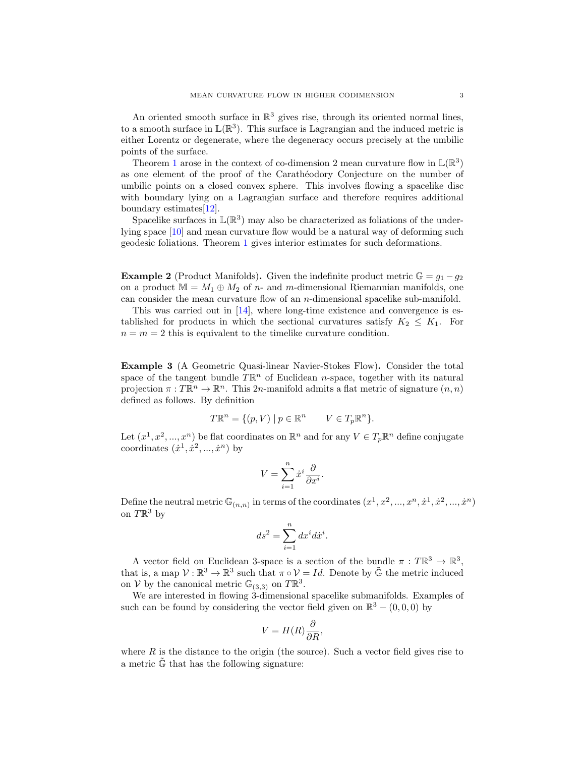An oriented smooth surface in $\mathbb{R}^3$ gives rise, through its oriented normal lines, to a smooth surface in $\mathbb{L}(\mathbb{R}^3)$. This surface is Lagrangian and the induced metric is either Lorentz or degenerate, where the degeneracy occurs precisely at the umbilic points of the surface.

Theorem 1 arose in the context of co-dimension 2 mean curvature flow in $\mathbb{L}(\mathbb{R}^3)$ as one element of the proof of the Carathéodory Conjecture on the number of umbilic points on a closed convex sphere. This involves flowing a spacelike disc with boundary lying on a Lagrangian surface and therefore requires additional boundary estimates[12].

Spacelike surfaces in $\mathbb{L}(\mathbb{R}^3)$ may also be characterized as foliations of the underlying space [10] and mean curvature flow would be a natural way of deforming such geodesic foliations. Theorem 1 gives interior estimates for such deformations.

**Example 2** (Product Manifolds)**.** Given the indefinite product metric $\mathbb{G} = g_1 - g_2$ on a product $\mathbb{M} = M_1 \oplus M_2$ of $n$- and $m$-dimensional Riemannian manifolds, one can consider the mean curvature flow of an $n$-dimensional spacelike sub-manifold.

This was carried out in [14], where long-time existence and convergence is established for products in which the sectional curvatures satisfy $K_2 \leq K_1$. For $n = m = 2$ this is equivalent to the timelike curvature condition.

**Example 3** (A Geometric Quasi-linear Navier-Stokes Flow)**.** Consider the total space of the tangent bundle $T\mathbb{R}^n$ of Euclidean $n$-space, together with its natural projection $\pi : T\mathbb{R}^n \to \mathbb{R}^n$. This $2n$-manifold admits a flat metric of signature $(n, n)$ defined as follows. By definition

$$T\mathbb{R}^n = \{(p, V) \mid p \in \mathbb{R}^n \qquad V \in T_p\mathbb{R}^n\}.$$

Let $(x^1, x^2, ..., x^n)$ be flat coordinates on $\mathbb{R}^n$ and for any $V \in T_p\mathbb{R}^n$ define conjugate coordinates $(\dot{x}^1, \dot{x}^2, ..., \dot{x}^n)$ by

$$V = \sum_{i=1}^{n} \dot{x}^i \frac{\partial}{\partial x^i}.$$

Define the neutral metric $\mathbb{G}_{(n,n)}$ in terms of the coordinates $(x^1, x^2, ..., x^n, \dot{x}^1, \dot{x}^2, ..., \dot{x}^n)$ on $T\mathbb{R}^3$ by

$$ds^2 = \sum_{i=1}^{n} dx^i d\dot{x}^i.$$

A vector field on Euclidean 3-space is a section of the bundle $\pi : T\mathbb{R}^3 \to \mathbb{R}^3$, that is, a map $\mathcal{V} : \mathbb{R}^3 \to \mathbb{R}^3$ such that $\pi \circ \mathcal{V} = Id$. Denote by $\tilde{\mathbb{G}}$ the metric induced on $\mathcal{V}$ by the canonical metric $\mathbb{G}_{(3,3)}$ on $T\mathbb{R}^3$.

We are interested in flowing 3-dimensional spacelike submanifolds. Examples of such can be found by considering the vector field given on $\mathbb{R}^3 - (0, 0, 0)$ by

$$V = H(R)\frac{\partial}{\partial R},$$

where $R$ is the distance to the origin (the source). Such a vector field gives rise to a metric $\tilde{\mathbb{G}}$ that has the following signature: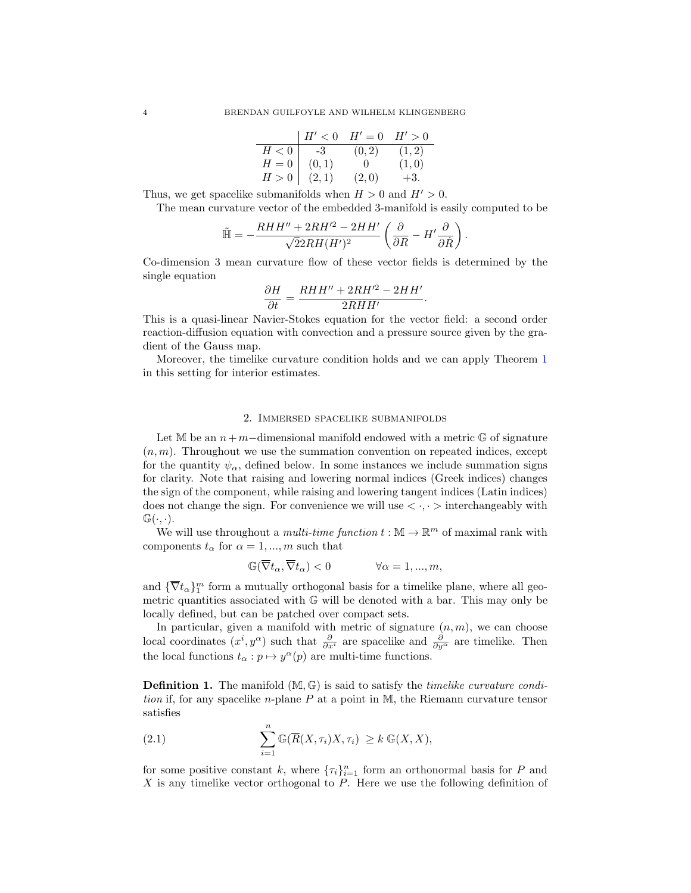|  | $H' < 0$ | $H' = 0$ | $H' > 0$ |
|---|---|---|---|
| $H < 0$ | -3 | $(0, 2)$ | $(1, 2)$ |
| $H = 0$ | $(0, 1)$ | 0 | $(1, 0)$ |
| $H > 0$ | $(2, 1)$ | $(2, 0)$ | $+3.$ |

Thus, we get spacelike submanifolds when $H > 0$ and $H' > 0$.

The mean curvature vector of the embedded 3-manifold is easily computed to be

$$\tilde{\mathbb{H}} = -\frac{RHH'' + 2RH'^2 - 2HH'}{\sqrt{2}2RH(H')^2}\left(\frac{\partial}{\partial R} - H'\frac{\partial}{\partial \dot{R}}\right).$$

Co-dimension 3 mean curvature flow of these vector fields is determined by the single equation

$$\frac{\partial H}{\partial t} = \frac{RHH'' + 2RH'^2 - 2HH'}{2RHH'}.$$

This is a quasi-linear Navier-Stokes equation for the vector field: a second order reaction-diffusion equation with convection and a pressure source given by the gradient of the Gauss map.

Moreover, the timelike curvature condition holds and we can apply Theorem 1 in this setting for interior estimates.

## 2. Immersed spacelike submanifolds

Let $\mathbb{M}$ be an $n+m-$dimensional manifold endowed with a metric $\mathbb{G}$ of signature $(n, m)$. Throughout we use the summation convention on repeated indices, except for the quantity $\psi_\alpha$, defined below. In some instances we include summation signs for clarity. Note that raising and lowering normal indices (Greek indices) changes the sign of the component, while raising and lowering tangent indices (Latin indices) does not change the sign. For convenience we will use $< \cdot, \cdot >$ interchangeably with $\mathbb{G}(\cdot, \cdot)$.

We will use throughout a *multi-time function* $t : \mathbb{M} \to \mathbb{R}^m$ of maximal rank with components $t_\alpha$ for $\alpha = 1, ..., m$ such that

$$\mathbb{G}(\overline{\nabla} t_\alpha, \overline{\nabla} t_\alpha) < 0 \qquad\qquad \forall \alpha = 1, ..., m,$$

and $\{\overline{\nabla} t_\alpha\}_1^m$ form a mutually orthogonal basis for a timelike plane, where all geometric quantities associated with $\mathbb{G}$ will be denoted with a bar. This may only be locally defined, but can be patched over compact sets.

In particular, given a manifold with metric of signature $(n, m)$, we can choose local coordinates $(x^i, y^\alpha)$ such that $\frac{\partial}{\partial x^i}$ are spacelike and $\frac{\partial}{\partial y^\alpha}$ are timelike. Then the local functions $t_\alpha : p \mapsto y^\alpha(p)$ are multi-time functions.

**Definition 1.** The manifold $(\mathbb{M}, \mathbb{G})$ is said to satisfy the *timelike curvature condition* if, for any spacelike $n$-plane $P$ at a point in $\mathbb{M}$, the Riemann curvature tensor satisfies

$$\sum_{i=1}^{n} \mathbb{G}(\overline{R}(X, \tau_i)X, \tau_i) \;\geq k\; \mathbb{G}(X, X), \tag{2.1}$$

for some positive constant $k$, where $\{\tau_i\}_{i=1}^n$ form an orthonormal basis for $P$ and $X$ is any timelike vector orthogonal to $P$. Here we use the following definition of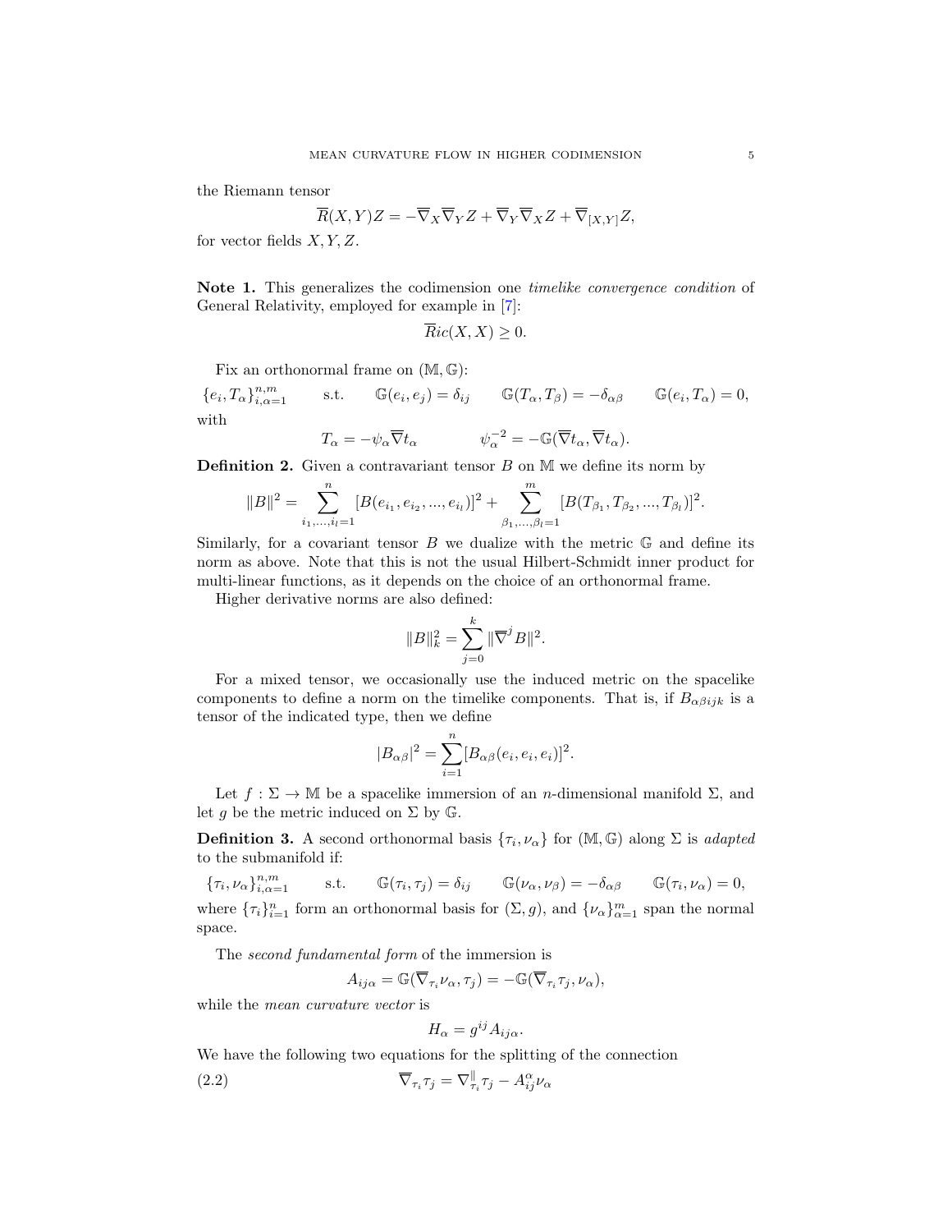the Riemann tensor

$$\overline{R}(X,Y)Z = -\overline{\nabla}_X\overline{\nabla}_Y Z + \overline{\nabla}_Y\overline{\nabla}_X Z + \overline{\nabla}_{[X,Y]}Z,$$

for vector fields $X, Y, Z$.

**Note 1.** This generalizes the codimension one *timelike convergence condition* of General Relativity, employed for example in [7]:

$$\overline{R}ic(X,X) \geq 0.$$

Fix an orthonormal frame on $(\mathbb{M}, \mathbb{G})$:

$$\{e_i, T_\alpha\}_{i,\alpha=1}^{n,m} \qquad \text{s.t.} \qquad \mathbb{G}(e_i,e_j) = \delta_{ij} \qquad \mathbb{G}(T_\alpha,T_\beta) = -\delta_{\alpha\beta} \qquad \mathbb{G}(e_i,T_\alpha) = 0,$$

with

$$T_\alpha = -\psi_\alpha\overline{\nabla}t_\alpha \qquad\qquad \psi_\alpha^{-2} = -\mathbb{G}(\overline{\nabla}t_\alpha, \overline{\nabla}t_\alpha).$$

**Definition 2.** Given a contravariant tensor $B$ on $\mathbb{M}$ we define its norm by

$$\|B\|^2 = \sum_{i_1,\ldots,i_l=1}^{n}[B(e_{i_1}, e_{i_2}, \ldots, e_{i_l})]^2 + \sum_{\beta_1,\ldots,\beta_l=1}^{m}[B(T_{\beta_1}, T_{\beta_2}, \ldots, T_{\beta_l})]^2.$$

Similarly, for a covariant tensor $B$ we dualize with the metric $\mathbb{G}$ and define its norm as above. Note that this is not the usual Hilbert-Schmidt inner product for multi-linear functions, as it depends on the choice of an orthonormal frame.

Higher derivative norms are also defined:

$$\|B\|_k^2 = \sum_{j=0}^{k}\|\overline{\nabla}^j B\|^2.$$

For a mixed tensor, we occasionally use the induced metric on the spacelike components to define a norm on the timelike components. That is, if $B_{\alpha\beta ijk}$ is a tensor of the indicated type, then we define

$$|B_{\alpha\beta}|^2 = \sum_{i=1}^{n}[B_{\alpha\beta}(e_i,e_i,e_i)]^2.$$

Let $f : \Sigma \to \mathbb{M}$ be a spacelike immersion of an $n$-dimensional manifold $\Sigma$, and let $g$ be the metric induced on $\Sigma$ by $\mathbb{G}$.

**Definition 3.** A second orthonormal basis $\{\tau_i, \nu_\alpha\}$ for $(\mathbb{M}, \mathbb{G})$ along $\Sigma$ is *adapted* to the submanifold if:

$$\{\tau_i, \nu_\alpha\}_{i,\alpha=1}^{n,m} \qquad \text{s.t.} \qquad \mathbb{G}(\tau_i,\tau_j) = \delta_{ij} \qquad \mathbb{G}(\nu_\alpha,\nu_\beta) = -\delta_{\alpha\beta} \qquad \mathbb{G}(\tau_i,\nu_\alpha) = 0,$$

where $\{\tau_i\}_{i=1}^n$ form an orthonormal basis for $(\Sigma, g)$, and $\{\nu_\alpha\}_{\alpha=1}^m$ span the normal space.

The *second fundamental form* of the immersion is

$$A_{ij\alpha} = \mathbb{G}(\overline{\nabla}_{\tau_i}\nu_\alpha, \tau_j) = -\mathbb{G}(\overline{\nabla}_{\tau_i}\tau_j, \nu_\alpha),$$

while the *mean curvature vector* is

$$H_\alpha = g^{ij}A_{ij\alpha}.$$

We have the following two equations for the splitting of the connection

$$\overline{\nabla}_{\tau_i}\tau_j = \nabla^{\parallel}_{\tau_i}\tau_j - A^\alpha_{ij}\nu_\alpha \tag{2.2}$$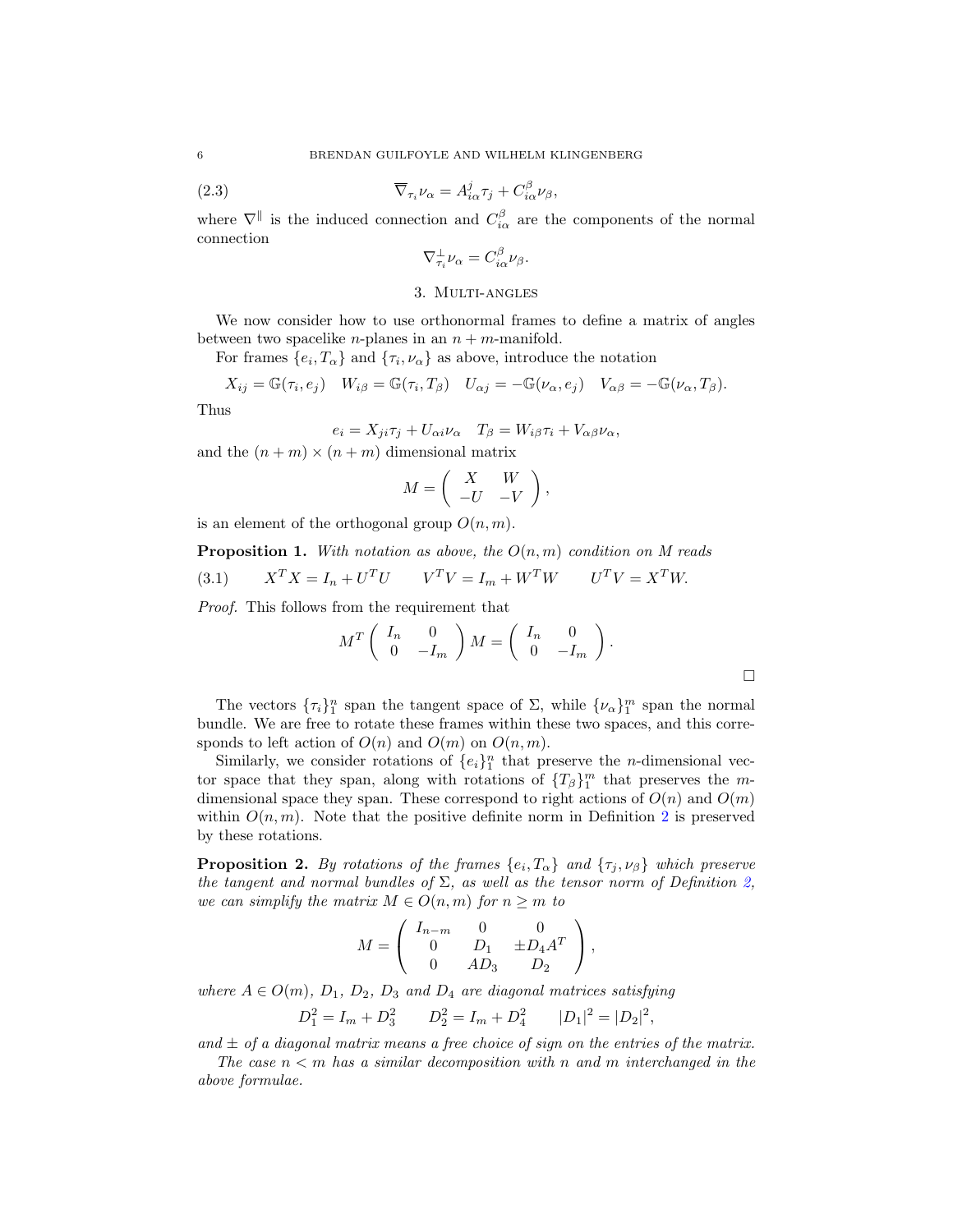$$\overline{\nabla}_{\tau_i}\nu_\alpha = A^j_{i\alpha}\tau_j + C^\beta_{i\alpha}\nu_\beta, \tag{2.3}$$

where $\nabla^\parallel$ is the induced connection and $C^\beta_{i\alpha}$ are the components of the normal connection

$$\nabla^\perp_{\tau_i}\nu_\alpha = C^\beta_{i\alpha}\nu_\beta.$$

## 3. Multi-angles

We now consider how to use orthonormal frames to define a matrix of angles between two spacelike $n$-planes in an $n+m$-manifold.

For frames $\{e_i, T_\alpha\}$ and $\{\tau_i, \nu_\alpha\}$ as above, introduce the notation

$$X_{ij} = \mathbb{G}(\tau_i, e_j) \quad W_{i\beta} = \mathbb{G}(\tau_i, T_\beta) \quad U_{\alpha j} = -\mathbb{G}(\nu_\alpha, e_j) \quad V_{\alpha\beta} = -\mathbb{G}(\nu_\alpha, T_\beta).$$

Thus

$$e_i = X_{ji}\tau_j + U_{\alpha i}\nu_\alpha \quad T_\beta = W_{i\beta}\tau_i + V_{\alpha\beta}\nu_\alpha,$$

and the $(n+m)\times(n+m)$ dimensional matrix

$$M = \left(\begin{array}{cc} X & W \\ -U & -V \end{array}\right),$$

is an element of the orthogonal group $O(n,m)$.

**Proposition 1.** *With notation as above, the $O(n,m)$ condition on $M$ reads*

$$X^TX = I_n + U^TU \qquad V^TV = I_m + W^TW \qquad U^TV = X^TW. \tag{3.1}$$

*Proof.* This follows from the requirement that

$$M^T\left(\begin{array}{cc} I_n & 0 \\ 0 & -I_m \end{array}\right)M = \left(\begin{array}{cc} I_n & 0 \\ 0 & -I_m \end{array}\right).$$

□

The vectors $\{\tau_i\}_1^n$ span the tangent space of $\Sigma$, while $\{\nu_\alpha\}_1^m$ span the normal bundle. We are free to rotate these frames within these two spaces, and this corresponds to left action of $O(n)$ and $O(m)$ on $O(n,m)$.

Similarly, we consider rotations of $\{e_i\}_1^n$ that preserve the $n$-dimensional vector space that they span, along with rotations of $\{T_\beta\}_1^m$ that preserves the $m$-dimensional space they span. These correspond to right actions of $O(n)$ and $O(m)$ within $O(n,m)$. Note that the positive definite norm in Definition 2 is preserved by these rotations.

**Proposition 2.** *By rotations of the frames $\{e_i, T_\alpha\}$ and $\{\tau_j, \nu_\beta\}$ which preserve the tangent and normal bundles of $\Sigma$, as well as the tensor norm of Definition 2, we can simplify the matrix $M \in O(n,m)$ for $n \geq m$ to*

$$M = \left(\begin{array}{ccc} I_{n-m} & 0 & 0 \\ 0 & D_1 & \pm D_4A^T \\ 0 & AD_3 & D_2 \end{array}\right),$$

*where $A \in O(m)$, $D_1$, $D_2$, $D_3$ and $D_4$ are diagonal matrices satisfying*

$$D_1^2 = I_m + D_3^2 \qquad D_2^2 = I_m + D_4^2 \qquad |D_1|^2 = |D_2|^2,$$

*and $\pm$ of a diagonal matrix means a free choice of sign on the entries of the matrix.*

*The case $n < m$ has a similar decomposition with $n$ and $m$ interchanged in the above formulae.*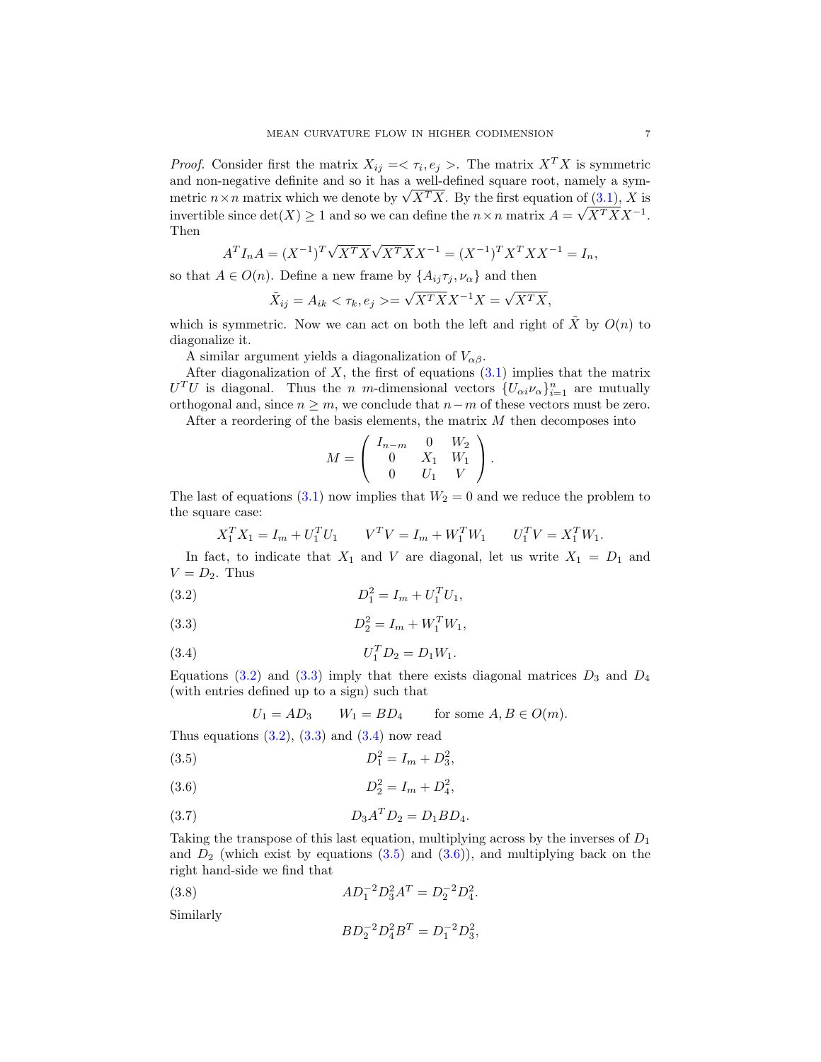*Proof.* Consider first the matrix $X_{ij} =< \tau_i, e_j >$. The matrix $X^TX$ is symmetric and non-negative definite and so it has a well-defined square root, namely a symmetric $n \times n$ matrix which we denote by $\sqrt{X^TX}$. By the first equation of (3.1), $X$ is invertible since $\det(X) \geq 1$ and so we can define the $n \times n$ matrix $A = \sqrt{X^TX}X^{-1}$. Then

$$A^T I_n A = (X^{-1})^T \sqrt{X^TX}\sqrt{X^TX}X^{-1} = (X^{-1})^T X^T X X^{-1} = I_n,$$

so that $A \in O(n)$. Define a new frame by $\{A_{ij}\tau_j, \nu_\alpha\}$ and then

$$\tilde{X}_{ij} = A_{ik} < \tau_k, e_j >= \sqrt{X^TX}X^{-1}X = \sqrt{X^TX},$$

which is symmetric. Now we can act on both the left and right of $\tilde{X}$ by $O(n)$ to diagonalize it.

A similar argument yields a diagonalization of $V_{\alpha\beta}$.

After diagonalization of $X$, the first of equations (3.1) implies that the matrix $U^TU$ is diagonal. Thus the $n$ $m$-dimensional vectors $\{U_{\alpha i}\nu_\alpha\}_{i=1}^n$ are mutually orthogonal and, since $n \geq m$, we conclude that $n - m$ of these vectors must be zero.

After a reordering of the basis elements, the matrix $M$ then decomposes into

$$M = \begin{pmatrix} I_{n-m} & 0 & W_2 \\ 0 & X_1 & W_1 \\ 0 & U_1 & V \end{pmatrix}.$$

The last of equations (3.1) now implies that $W_2 = 0$ and we reduce the problem to the square case:

$$X_1^TX_1 = I_m + U_1^TU_1 \qquad V^TV = I_m + W_1^TW_1 \qquad U_1^TV = X_1^TW_1.$$

In fact, to indicate that $X_1$ and $V$ are diagonal, let us write $X_1 = D_1$ and $V = D_2$. Thus

$$D_1^2 = I_m + U_1^TU_1, \tag{3.2}$$

$$D_2^2 = I_m + W_1^TW_1, \tag{3.3}$$

$$U_1^TD_2 = D_1W_1. \tag{3.4}$$

Equations (3.2) and (3.3) imply that there exists diagonal matrices $D_3$ and $D_4$ (with entries defined up to a sign) such that

$$U_1 = AD_3 \qquad W_1 = BD_4 \qquad \text{for some } A, B \in O(m).$$

Thus equations (3.2), (3.3) and (3.4) now read

$$D_1^2 = I_m + D_3^2, \tag{3.5}$$

$$D_2^2 = I_m + D_4^2, \tag{3.6}$$

$$D_3A^TD_2 = D_1BD_4. \tag{3.7}$$

Taking the transpose of this last equation, multiplying across by the inverses of $D_1$ and $D_2$ (which exist by equations (3.5) and (3.6)), and multiplying back on the right hand-side we find that

$$AD_1^{-2}D_3^2A^T = D_2^{-2}D_4^2. \tag{3.8}$$

Similarly

$$BD_2^{-2}D_4^2B^T = D_1^{-2}D_3^2,$$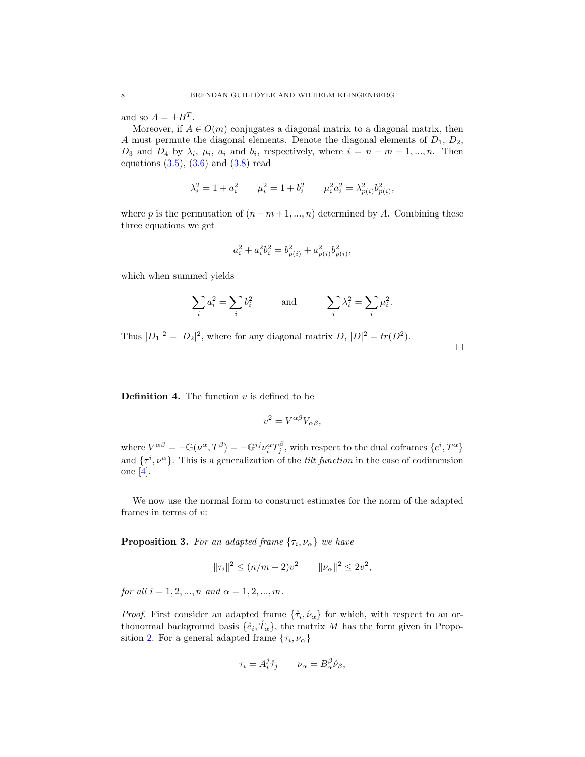and so $A = \pm B^T$.

Moreover, if $A \in O(m)$ conjugates a diagonal matrix to a diagonal matrix, then $A$ must permute the diagonal elements. Denote the diagonal elements of $D_1$, $D_2$, $D_3$ and $D_4$ by $\lambda_i$, $\mu_i$, $a_i$ and $b_i$, respectively, where $i = n-m+1, ..., n$. Then equations (3.5), (3.6) and (3.8) read

$$\lambda_i^2 = 1 + a_i^2 \qquad \mu_i^2 = 1 + b_i^2 \qquad \mu_i^2 a_i^2 = \lambda_{p(i)}^2 b_{p(i)}^2,$$

where $p$ is the permutation of $(n-m+1, ..., n)$ determined by $A$. Combining these three equations we get

$$a_i^2 + a_i^2 b_i^2 = b_{p(i)}^2 + a_{p(i)}^2 b_{p(i)}^2,$$

which when summed yields

$$\sum_i a_i^2 = \sum_i b_i^2 \qquad \text{and} \qquad \sum_i \lambda_i^2 = \sum_i \mu_i^2.$$

Thus $|D_1|^2 = |D_2|^2$, where for any diagonal matrix $D$, $|D|^2 = tr(D^2)$.

□

**Definition 4.** The function $v$ is defined to be

$$v^2 = V^{\alpha\beta} V_{\alpha\beta},$$

where $V^{\alpha\beta} = -\mathbb{G}(\nu^\alpha, T^\beta) = -\mathbb{G}^{ij} \nu_i^\alpha T_j^\beta$, with respect to the dual coframes $\{e^i, T^\alpha\}$ and $\{\tau^i, \nu^\alpha\}$. This is a generalization of the *tilt function* in the case of codimension one [4].

We now use the normal form to construct estimates for the norm of the adapted frames in terms of $v$:

**Proposition 3.** *For an adapted frame $\{\tau_i, \nu_\alpha\}$ we have*

$$\|\tau_i\|^2 \leq (n/m + 2)v^2 \qquad \|\nu_\alpha\|^2 \leq 2v^2,$$

*for all $i = 1, 2, ..., n$ and $\alpha = 1, 2, ..., m$.*

*Proof.* First consider an adapted frame $\{\mathring{\tau}_i, \mathring{\nu}_\alpha\}$ for which, with respect to an orthonormal background basis $\{\mathring{e}_i, \mathring{T}_\alpha\}$, the matrix $M$ has the form given in Proposition 2. For a general adapted frame $\{\tau_i, \nu_\alpha\}$

$$\tau_i = A_i^j \mathring{\tau}_j \qquad \nu_\alpha = B_\alpha^\beta \mathring{\nu}_\beta,$$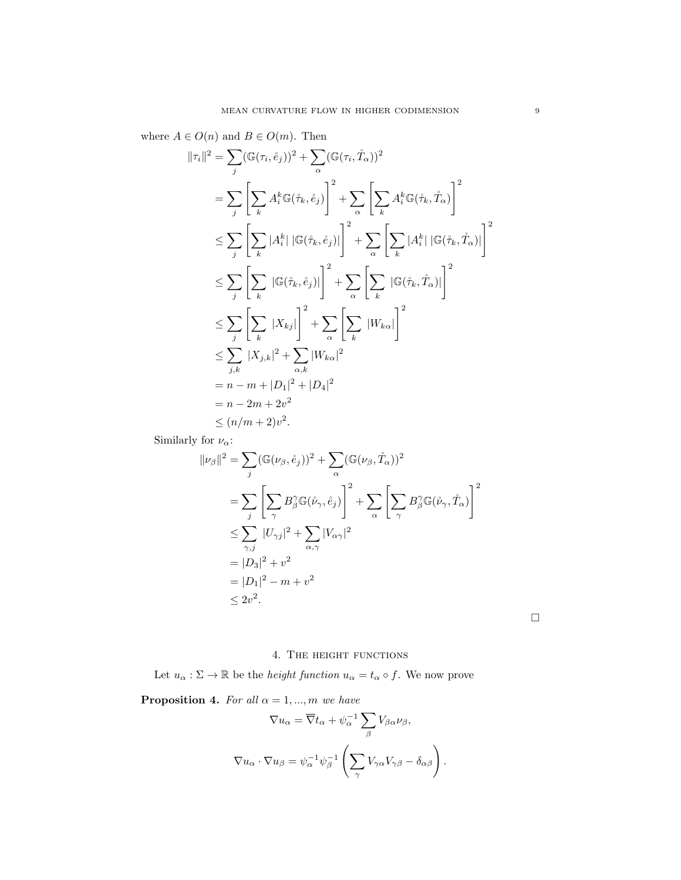where $A \in O(n)$ and $B \in O(m)$. Then

$$
\begin{aligned}
\|\tau_i\|^2 &= \sum_j (\mathbb{G}(\tau_i, \mathring{e}_j))^2 + \sum_\alpha (\mathbb{G}(\tau_i, \mathring{T}_\alpha))^2 \\
&= \sum_j \left[ \sum_k A_i^k \mathbb{G}(\mathring{\tau}_k, \mathring{e}_j) \right]^2 + \sum_\alpha \left[ \sum_k A_i^k \mathbb{G}(\mathring{\tau}_k, \mathring{T}_\alpha) \right]^2 \\
&\leq \sum_j \left[ \sum_k |A_i^k| \, |\mathbb{G}(\mathring{\tau}_k, \mathring{e}_j)| \right]^2 + \sum_\alpha \left[ \sum_k |A_i^k| \, |\mathbb{G}(\mathring{\tau}_k, \mathring{T}_\alpha)| \right]^2 \\
&\leq \sum_j \left[ \sum_k \, |\mathbb{G}(\mathring{\tau}_k, \mathring{e}_j)| \right]^2 + \sum_\alpha \left[ \sum_k \, |\mathbb{G}(\mathring{\tau}_k, \mathring{T}_\alpha)| \right]^2 \\
&\leq \sum_j \left[ \sum_k \, |X_{kj}| \right]^2 + \sum_\alpha \left[ \sum_k \, |W_{k\alpha}| \right]^2 \\
&\leq \sum_{j,k} \, |X_{j,k}|^2 + \sum_{\alpha,k} |W_{k\alpha}|^2 \\
&= n - m + |D_1|^2 + |D_4|^2 \\
&= n - 2m + 2v^2 \\
&\leq (n/m + 2)v^2.
\end{aligned}
$$

Similarly for $\nu_\alpha$:

$$
\begin{aligned}
\|\nu_\beta\|^2 &= \sum_j (\mathbb{G}(\nu_\beta, \mathring{e}_j))^2 + \sum_\alpha (\mathbb{G}(\nu_\beta, \mathring{T}_\alpha))^2 \\
&= \sum_j \left[ \sum_\gamma B_\beta^\gamma \mathbb{G}(\mathring{\nu}_\gamma, \mathring{e}_j) \right]^2 + \sum_\alpha \left[ \sum_\gamma B_\beta^\gamma \mathbb{G}(\mathring{\nu}_\gamma, \mathring{T}_\alpha) \right]^2 \\
&\leq \sum_{\gamma,j} \, |U_{\gamma j}|^2 + \sum_{\alpha,\gamma} |V_{\alpha\gamma}|^2 \\
&= |D_3|^2 + v^2 \\
&= |D_1|^2 - m + v^2 \\
&\leq 2v^2.
\end{aligned}
$$

□

## 4. The height functions

Let $u_\alpha : \Sigma \to \mathbb{R}$ be the *height function* $u_\alpha = t_\alpha \circ f$. We now prove

**Proposition 4.** *For all $\alpha = 1, ..., m$ we have*

$$
\nabla u_\alpha = \overline{\nabla} t_\alpha + \psi_\alpha^{-1} \sum_\beta V_{\beta\alpha} \nu_\beta,
$$

$$
\nabla u_\alpha \cdot \nabla u_\beta = \psi_\alpha^{-1} \psi_\beta^{-1} \left( \sum_\gamma V_{\gamma\alpha} V_{\gamma\beta} - \delta_{\alpha\beta} \right).
$$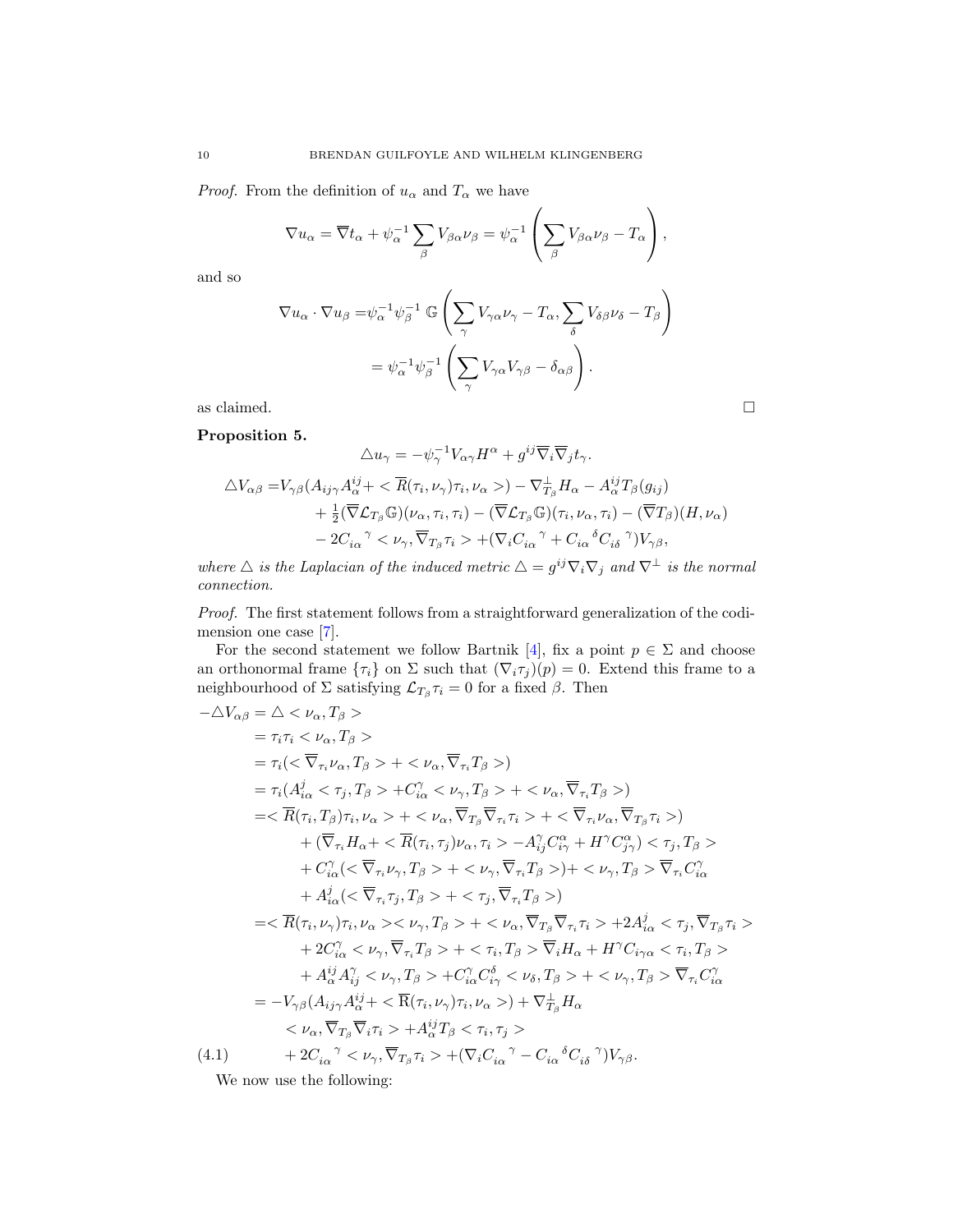*Proof.* From the definition of $u_\alpha$ and $T_\alpha$ we have

$$\nabla u_\alpha = \overline{\nabla} t_\alpha + \psi_\alpha^{-1}\sum_\beta V_{\beta\alpha}\nu_\beta = \psi_\alpha^{-1}\left(\sum_\beta V_{\beta\alpha}\nu_\beta - T_\alpha\right),$$

and so

$$\begin{aligned}\nabla u_\alpha \cdot \nabla u_\beta =& \psi_\alpha^{-1}\psi_\beta^{-1}\ \mathbb{G}\left(\sum_\gamma V_{\gamma\alpha}\nu_\gamma - T_\alpha, \sum_\delta V_{\delta\beta}\nu_\delta - T_\beta\right)\\ =&\ \psi_\alpha^{-1}\psi_\beta^{-1}\left(\sum_\gamma V_{\gamma\alpha}V_{\gamma\beta} - \delta_{\alpha\beta}\right).\end{aligned}$$

as claimed. □

**Proposition 5.**

$$\triangle u_\gamma = -\psi_\gamma^{-1}V_{\alpha\gamma}H^\alpha + g^{ij}\overline{\nabla}_i\overline{\nabla}_j t_\gamma.$$

$$\begin{aligned}\triangle V_{\alpha\beta} =& V_{\gamma\beta}(A_{ij\gamma}A^{ij}_\alpha + <\overline{R}(\tau_i,\nu_\gamma)\tau_i,\nu_\alpha>) - \nabla^\perp_{T_\beta}H_\alpha - A^{ij}_\alpha T_\beta(g_{ij})\\ &+ \tfrac{1}{2}(\overline{\nabla}\mathcal{L}_{T_\beta}\mathbb{G})(\nu_\alpha,\tau_i,\tau_i) - (\overline{\nabla}\mathcal{L}_{T_\beta}\mathbb{G})(\tau_i,\nu_\alpha,\tau_i) - (\overline{\nabla}T_\beta)(H,\nu_\alpha)\\ &- 2C_{i\alpha}{}^\gamma < \nu_\gamma, \overline{\nabla}_{T_\beta}\tau_i > + (\nabla_i C_{i\alpha}{}^\gamma + C_{i\alpha}{}^\delta C_{i\delta}{}^\gamma)V_{\gamma\beta},\end{aligned}$$

*where $\triangle$ is the Laplacian of the induced metric $\triangle = g^{ij}\nabla_i\nabla_j$ and $\nabla^\perp$ is the normal connection.*

*Proof.* The first statement follows from a straightforward generalization of the codimension one case [7].

For the second statement we follow Bartnik [4], fix a point $p\in\Sigma$ and choose an orthonormal frame $\{\tau_i\}$ on $\Sigma$ such that $(\nabla_i\tau_j)(p) = 0$. Extend this frame to a neighbourhood of $\Sigma$ satisfying $\mathcal{L}_{T_\beta}\tau_i = 0$ for a fixed $\beta$. Then

$$\begin{aligned}-\triangle V_{\alpha\beta} =& \triangle < \nu_\alpha, T_\beta >\\ =& \tau_i\tau_i < \nu_\alpha, T_\beta >\\ =& \tau_i(<\overline{\nabla}_{\tau_i}\nu_\alpha, T_\beta> + <\nu_\alpha, \overline{\nabla}_{\tau_i}T_\beta>)\\ =& \tau_i(A^j_{i\alpha}<\tau_j,T_\beta> + C^\gamma_{i\alpha}<\nu_\gamma,T_\beta> + <\nu_\alpha,\overline{\nabla}_{\tau_i}T_\beta>)\\ =& <\overline{R}(\tau_i,T_\beta)\tau_i,\nu_\alpha> + <\nu_\alpha,\overline{\nabla}_{T_\beta}\overline{\nabla}_{\tau_i}\tau_i> + <\overline{\nabla}_{\tau_i}\nu_\alpha,\overline{\nabla}_{T_\beta}\tau_i>)\\ &+ (\overline{\nabla}_{\tau_i}H_\alpha + <\overline{R}(\tau_i,\tau_j)\nu_\alpha,\tau_i> - A^\gamma_{ij}C^\alpha_{i\gamma} + H^\gamma C^\alpha_{j\gamma}) < \tau_j, T_\beta >\\ &+ C^\gamma_{i\alpha}(<\overline{\nabla}_{\tau_i}\nu_\gamma,T_\beta> + <\nu_\gamma,\overline{\nabla}_{\tau_i}T_\beta>) + <\nu_\gamma,T_\beta>\overline{\nabla}_{\tau_i}C^\gamma_{i\alpha}\\ &+ A^j_{i\alpha}(<\overline{\nabla}_{\tau_i}\tau_j,T_\beta> + <\tau_j,\overline{\nabla}_{\tau_i}T_\beta>)\\ =& <\overline{R}(\tau_i,\nu_\gamma)\tau_i,\nu_\alpha><\nu_\gamma,T_\beta> + <\nu_\alpha,\overline{\nabla}_{T_\beta}\overline{\nabla}_{\tau_i}\tau_i> + 2A^j_{i\alpha}<\tau_j,\overline{\nabla}_{T_\beta}\tau_i>\\ &+ 2C^\gamma_{i\alpha}<\nu_\gamma,\overline{\nabla}_{\tau_i}T_\beta> + <\tau_i,T_\beta>\overline{\nabla}_i H_\alpha + H^\gamma C_{i\gamma\alpha}<\tau_i,T_\beta>\\ &+ A^{ij}_\alpha A^\gamma_{ij}<\nu_\gamma,T_\beta> + C^\gamma_{i\alpha}C^\delta_{i\gamma}<\nu_\delta,T_\beta> + <\nu_\gamma,T_\beta>\overline{\nabla}_{\tau_i}C^\gamma_{i\alpha}\\ =& -V_{\gamma\beta}(A_{ij\gamma}A^{ij}_\alpha + <\overline{R}(\tau_i,\nu_\gamma)\tau_i,\nu_\alpha>) + \nabla^\perp_{T_\beta}H_\alpha\\ &<\nu_\alpha,\overline{\nabla}_{T_\beta}\overline{\nabla}_i\tau_i> + A^{ij}_\alpha T_\beta<\tau_i,\tau_j>\\ &+ 2C_{i\alpha}{}^\gamma<\nu_\gamma,\overline{\nabla}_{T_\beta}\tau_i> + (\nabla_i C_{i\alpha}{}^\gamma - C_{i\alpha}{}^\delta C_{i\delta}{}^\gamma)V_{\gamma\beta}.\end{aligned} \tag{4.1}$$

We now use the following: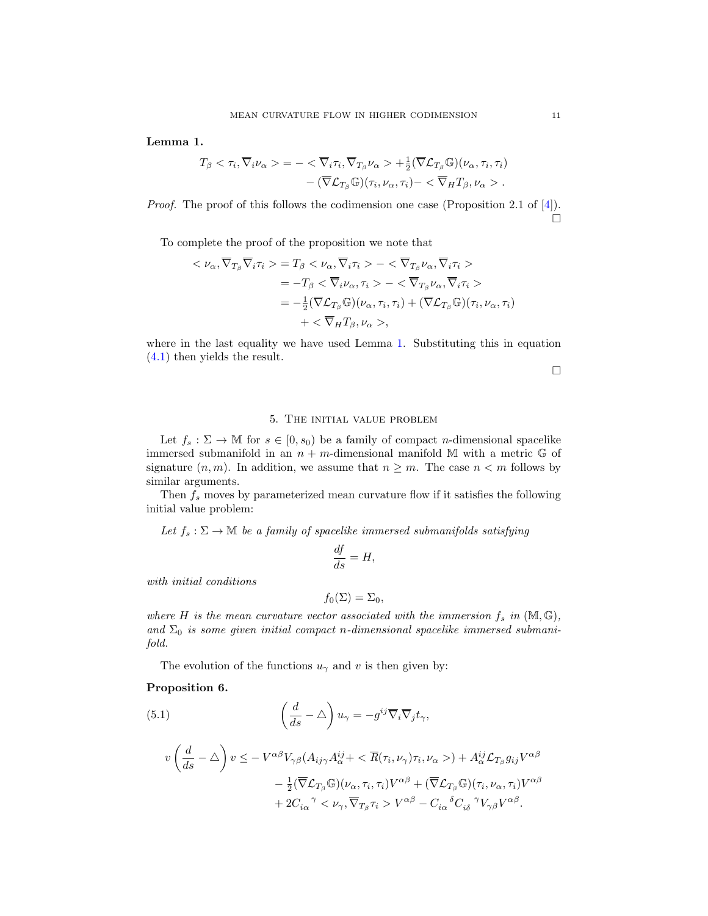**Lemma 1.**

$$
\begin{aligned}
T_\beta < \tau_i, \overline{\nabla}_i \nu_\alpha > = - < \overline{\nabla}_i \tau_i, \overline{\nabla}_{T_\beta} \nu_\alpha > + \tfrac{1}{2}(\overline{\nabla} \mathcal{L}_{T_\beta} \mathbb{G})(\nu_\alpha, \tau_i, \tau_i) \\
- (\overline{\nabla} \mathcal{L}_{T_\beta} \mathbb{G})(\tau_i, \nu_\alpha, \tau_i) - < \overline{\nabla}_H T_\beta, \nu_\alpha > .
\end{aligned}
$$

*Proof.* The proof of this follows the codimension one case (Proposition 2.1 of [4]). $\square$

To complete the proof of the proposition we note that

$$
\begin{aligned}
< \nu_\alpha, \overline{\nabla}_{T_\beta} \overline{\nabla}_i \tau_i > &= T_\beta < \nu_\alpha, \overline{\nabla}_i \tau_i > - < \overline{\nabla}_{T_\beta} \nu_\alpha, \overline{\nabla}_i \tau_i > \\
&= - T_\beta < \overline{\nabla}_i \nu_\alpha, \tau_i > - < \overline{\nabla}_{T_\beta} \nu_\alpha, \overline{\nabla}_i \tau_i > \\
&= -\tfrac{1}{2}(\overline{\nabla} \mathcal{L}_{T_\beta} \mathbb{G})(\nu_\alpha, \tau_i, \tau_i) + (\overline{\nabla} \mathcal{L}_{T_\beta} \mathbb{G})(\tau_i, \nu_\alpha, \tau_i) \\
&\quad + < \overline{\nabla}_H T_\beta, \nu_\alpha >,
\end{aligned}
$$

where in the last equality we have used Lemma 1. Substituting this in equation (4.1) then yields the result.

$\square$

## 5. The initial value problem

Let $f_s : \Sigma \to \mathbb{M}$ for $s \in [0, s_0)$ be a family of compact $n$-dimensional spacelike immersed submanifold in an $n+m$-dimensional manifold $\mathbb{M}$ with a metric $\mathbb{G}$ of signature $(n, m)$. In addition, we assume that $n \geq m$. The case $n < m$ follows by similar arguments.

Then $f_s$ moves by parameterized mean curvature flow if it satisfies the following initial value problem:

*Let $f_s : \Sigma \to \mathbb{M}$ be a family of spacelike immersed submanifolds satisfying*

$$
\frac{df}{ds} = H,
$$

*with initial conditions*

$$
f_0(\Sigma) = \Sigma_0,
$$

*where $H$ is the mean curvature vector associated with the immersion $f_s$ in $(\mathbb{M}, \mathbb{G})$, and $\Sigma_0$ is some given initial compact $n$-dimensional spacelike immersed submanifold.*

The evolution of the functions $u_\gamma$ and $v$ is then given by:

**Proposition 6.**

$$
\left( \frac{d}{ds} - \triangle \right) u_\gamma = - g^{ij} \overline{\nabla}_i \overline{\nabla}_j t_\gamma, \tag{5.1}
$$

$$
\begin{aligned}
v \left( \frac{d}{ds} - \triangle \right) v \leq & - V^{\alpha\beta} V_{\gamma\beta} (A_{ij\gamma} A^{ij}_\alpha + < \overline{R}(\tau_i, \nu_\gamma) \tau_i, \nu_\alpha >) + A^{ij}_\alpha \mathcal{L}_{T_\beta} g_{ij} V^{\alpha\beta} \\
& - \tfrac{1}{2} (\overline{\nabla} \mathcal{L}_{T_\beta} \mathbb{G})(\nu_\alpha, \tau_i, \tau_i) V^{\alpha\beta} + (\overline{\nabla} \mathcal{L}_{T_\beta} \mathbb{G})(\tau_i, \nu_\alpha, \tau_i) V^{\alpha\beta} \\
& + 2 C_{i\alpha}{}^{\gamma} < \nu_\gamma, \overline{\nabla}_{T_\beta} \tau_i > V^{\alpha\beta} - C_{i\alpha}{}^{\delta} C_{i\delta}{}^{\gamma} V_{\gamma\beta} V^{\alpha\beta}.
\end{aligned}
$$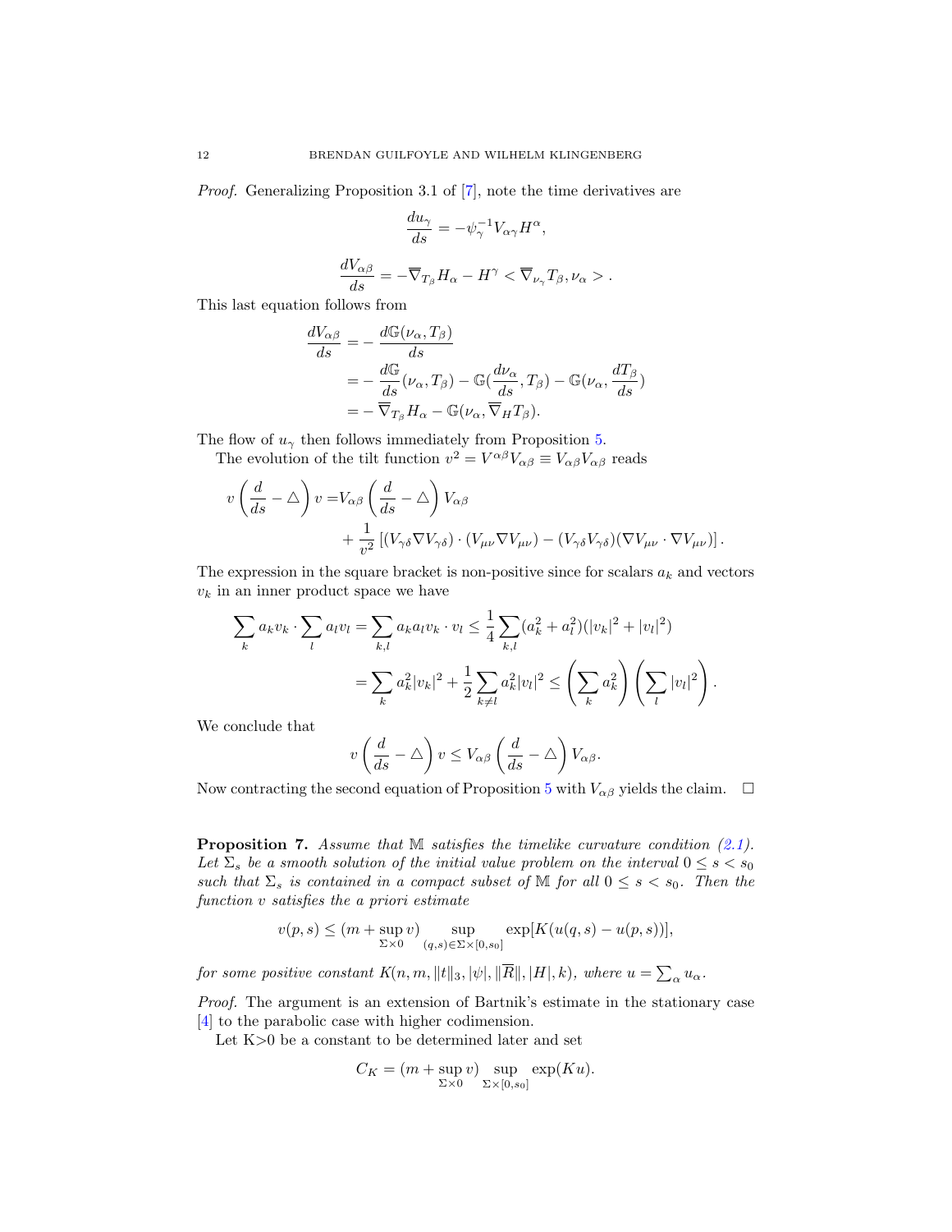*Proof.* Generalizing Proposition 3.1 of [7], note the time derivatives are

$$\frac{du_\gamma}{ds} = -\psi_\gamma^{-1} V_{\alpha\gamma} H^\alpha,$$

$$\frac{dV_{\alpha\beta}}{ds} = -\overline{\nabla}_{T_\beta} H_\alpha - H^\gamma < \overline{\nabla}_{\nu_\gamma} T_\beta, \nu_\alpha > .$$

This last equation follows from

$$\begin{aligned}
\frac{dV_{\alpha\beta}}{ds} &= -\frac{d\mathbb{G}(\nu_\alpha, T_\beta)}{ds} \\
&= -\frac{d\mathbb{G}}{ds}(\nu_\alpha, T_\beta) - \mathbb{G}(\frac{d\nu_\alpha}{ds}, T_\beta) - \mathbb{G}(\nu_\alpha, \frac{dT_\beta}{ds}) \\
&= -\overline{\nabla}_{T_\beta} H_\alpha - \mathbb{G}(\nu_\alpha, \overline{\nabla}_H T_\beta).
\end{aligned}$$

The flow of $u_\gamma$ then follows immediately from Proposition 5.

The evolution of the tilt function $v^2 = V^{\alpha\beta} V_{\alpha\beta} \equiv V_{\alpha\beta} V_{\alpha\beta}$ reads

$$\begin{aligned}
v\left(\frac{d}{ds} - \triangle\right) v =& V_{\alpha\beta}\left(\frac{d}{ds} - \triangle\right) V_{\alpha\beta} \\
&+ \frac{1}{v^2}\left[(V_{\gamma\delta}\nabla V_{\gamma\delta}) \cdot (V_{\mu\nu}\nabla V_{\mu\nu}) - (V_{\gamma\delta}V_{\gamma\delta})(\nabla V_{\mu\nu} \cdot \nabla V_{\mu\nu})\right].
\end{aligned}$$

The expression in the square bracket is non-positive since for scalars $a_k$ and vectors $v_k$ in an inner product space we have

$$\begin{aligned}
\sum_k a_k v_k \cdot \sum_l a_l v_l = \sum_{k,l} a_k a_l v_k \cdot v_l &\leq \frac{1}{4}\sum_{k,l}(a_k^2 + a_l^2)(|v_k|^2 + |v_l|^2) \\
&= \sum_k a_k^2 |v_k|^2 + \frac{1}{2}\sum_{k\neq l} a_k^2 |v_l|^2 \leq \left(\sum_k a_k^2\right)\left(\sum_l |v_l|^2\right).
\end{aligned}$$

We conclude that

$$v\left(\frac{d}{ds} - \triangle\right) v \leq V_{\alpha\beta}\left(\frac{d}{ds} - \triangle\right) V_{\alpha\beta}.$$

Now contracting the second equation of Proposition 5 with $V_{\alpha\beta}$ yields the claim. $\square$

**Proposition 7.** *Assume that $\mathbb{M}$ satisfies the timelike curvature condition (2.1). Let $\Sigma_s$ be a smooth solution of the initial value problem on the interval $0 \leq s < s_0$ such that $\Sigma_s$ is contained in a compact subset of $\mathbb{M}$ for all $0 \leq s < s_0$. Then the function $v$ satisfies the a priori estimate*

$$v(p,s) \leq (m + \sup_{\Sigma\times 0} v) \sup_{(q,s)\in\Sigma\times[0,s_0]} \exp[K(u(q,s) - u(p,s))],$$

*for some positive constant $K(n, m, \|t\|_3, |\psi|, \|\overline{R}\|, |H|, k)$, where $u = \sum_\alpha u_\alpha$.*

*Proof.* The argument is an extension of Bartnik's estimate in the stationary case [4] to the parabolic case with higher codimension.

Let K>0 be a constant to be determined later and set

$$C_K = (m + \sup_{\Sigma\times 0} v) \sup_{\Sigma\times[0,s_0]} \exp(Ku).$$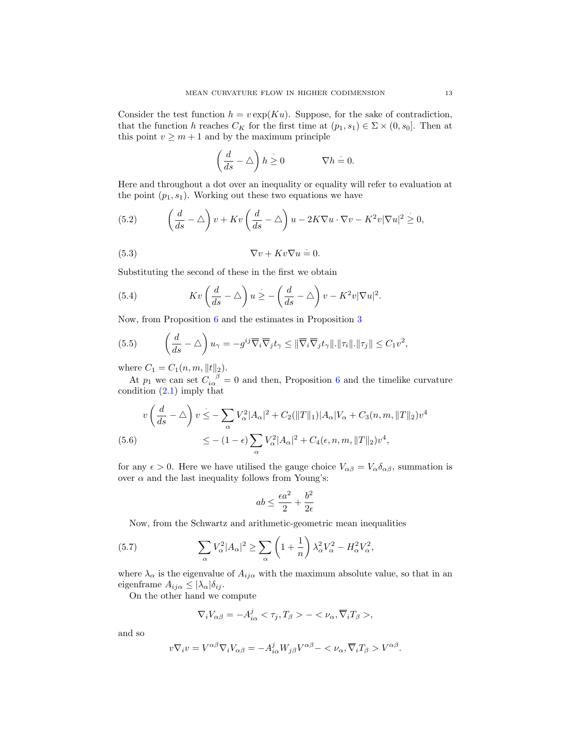Consider the test function $h = v\exp(Ku)$. Suppose, for the sake of contradiction, that the function $h$ reaches $C_K$ for the first time at $(p_1, s_1) \in \Sigma \times (0, s_0]$. Then at this point $v \geq m+1$ and by the maximum principle

$$\left(\frac{d}{ds} - \triangle\right) h \overset{\cdot}{\geq} 0 \qquad\qquad \nabla h \overset{\cdot}{=} 0.$$

Here and throughout a dot over an inequality or equality will refer to evaluation at the point $(p_1, s_1)$. Working out these two equations we have

$$\left(\frac{d}{ds} - \triangle\right) v + Kv\left(\frac{d}{ds} - \triangle\right) u - 2K\nabla u \cdot \nabla v - K^2 v|\nabla u|^2 \overset{\cdot}{\geq} 0, \tag{5.2}$$

$$\nabla v + Kv\nabla u \overset{\cdot}{=} 0. \tag{5.3}$$

Substituting the second of these in the first we obtain

$$Kv\left(\frac{d}{ds} - \triangle\right) u \overset{\cdot}{\geq} -\left(\frac{d}{ds} - \triangle\right) v - K^2 v|\nabla u|^2. \tag{5.4}$$

Now, from Proposition 6 and the estimates in Proposition 3

$$\left(\frac{d}{ds} - \triangle\right) u_\gamma = -g^{ij}\overline{\nabla}_i\overline{\nabla}_j t_\gamma \leq \|\overline{\nabla}_i\overline{\nabla}_j t_\gamma\|.\|\tau_i\|.\|\tau_j\| \leq C_1 v^2, \tag{5.5}$$

where $C_1 = C_1(n, m, \|t\|_2)$.

At $p_1$ we can set $C_{i\alpha}{}^{\beta} = 0$ and then, Proposition 6 and the timelike curvature condition (2.1) imply that

$$\begin{aligned} v\left(\frac{d}{ds} - \triangle\right) v &\overset{\cdot}{\leq} -\sum_\alpha V_\alpha^2|A_\alpha|^2 + C_2(\|T\|_1)|A_\alpha|V_\alpha + C_3(n, m, \|T\|_2)v^4 \\ &\leq -(1-\epsilon)\sum_\alpha V_\alpha^2|A_\alpha|^2 + C_4(\epsilon, n, m, \|T\|_2)v^4, \end{aligned} \tag{5.6}$$

for any $\epsilon > 0$. Here we have utilised the gauge choice $V_{\alpha\beta} = V_\alpha\delta_{\alpha\beta}$, summation is over $\alpha$ and the last inequality follows from Young's:

$$ab \leq \frac{\epsilon a^2}{2} + \frac{b^2}{2\epsilon}$$

Now, from the Schwartz and arithmetic-geometric mean inequalities

$$\sum_\alpha V_\alpha^2|A_\alpha|^2 \geq \sum_\alpha \left(1 + \frac{1}{n}\right)\lambda_\alpha^2 V_\alpha^2 - H_\alpha^2 V_\alpha^2, \tag{5.7}$$

where $\lambda_\alpha$ is the eigenvalue of $A_{ij\alpha}$ with the maximum absolute value, so that in an eigenframe $A_{ij\alpha} \leq |\lambda_\alpha|\delta_{ij}$.

On the other hand we compute

$$\nabla_i V_{\alpha\beta} = -A_{i\alpha}^j < \tau_j, T_\beta > - < \nu_\alpha, \overline{\nabla}_i T_\beta >,$$

and so

$$v\nabla_i v = V^{\alpha\beta}\nabla_i V_{\alpha\beta} = -A_{i\alpha}^j W_{j\beta}V^{\alpha\beta} - < \nu_\alpha, \overline{\nabla}_i T_\beta > V^{\alpha\beta}.$$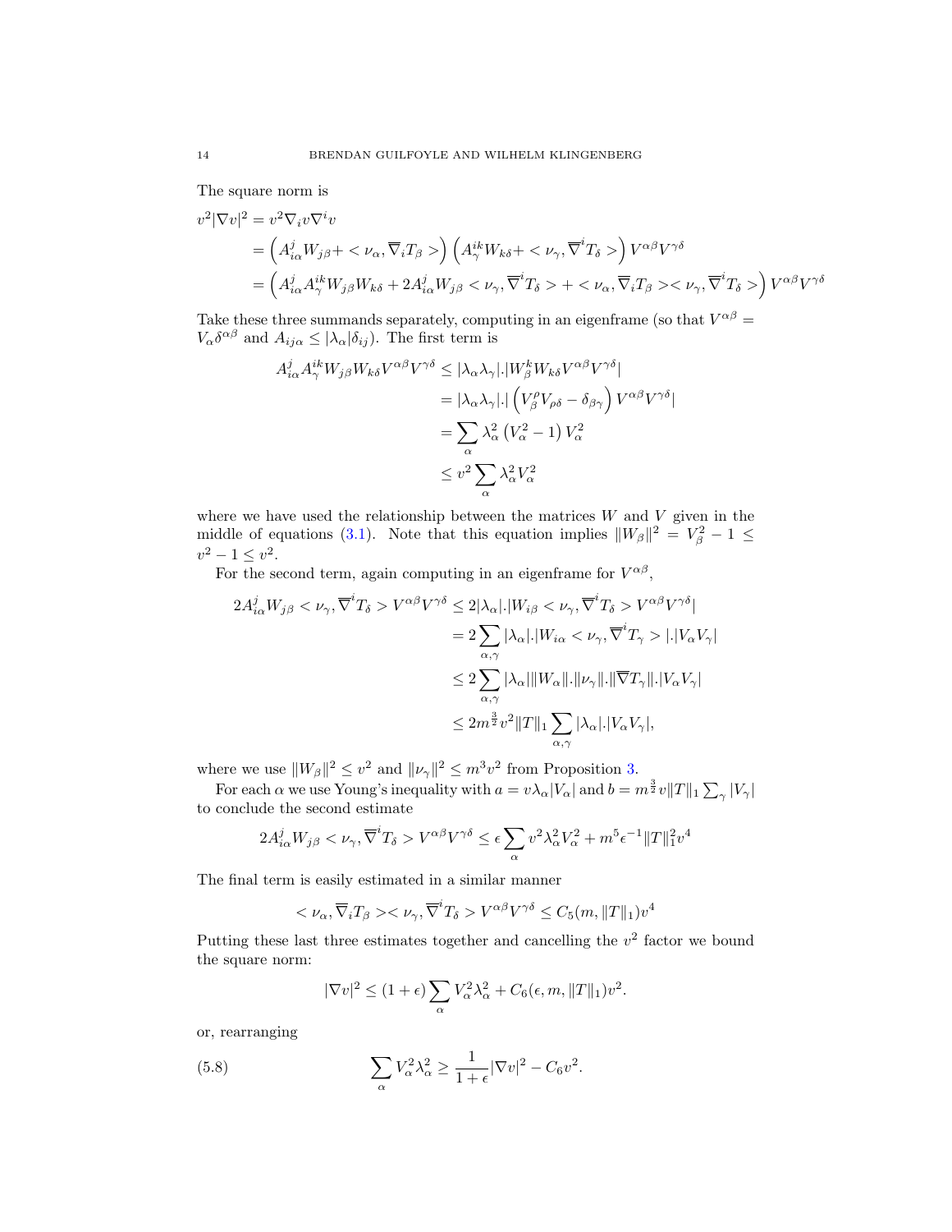The square norm is

$$
\begin{aligned}
v^2|\nabla v|^2 &= v^2\nabla_i v\nabla^i v \\
&= \left(A^j_{i\alpha}W_{j\beta} + <\nu_\alpha, \overline{\nabla}_i T_\beta>\right)\left(A^{ik}_{\gamma}W_{k\delta} + <\nu_\gamma, \overline{\nabla}^i T_\delta>\right)V^{\alpha\beta}V^{\gamma\delta} \\
&= \left(A^j_{i\alpha}A^{ik}_{\gamma}W_{j\beta}W_{k\delta} + 2A^j_{i\alpha}W_{j\beta} <\nu_\gamma, \overline{\nabla}^i T_\delta> + <\nu_\alpha, \overline{\nabla}_i T_\beta><\nu_\gamma, \overline{\nabla}^i T_\delta>\right)V^{\alpha\beta}V^{\gamma\delta}
\end{aligned}
$$

Take these three summands separately, computing in an eigenframe (so that $V^{\alpha\beta} = V_\alpha\delta^{\alpha\beta}$ and $A_{ij\alpha} \leq |\lambda_\alpha|\delta_{ij}$). The first term is

$$
\begin{aligned}
A^j_{i\alpha}A^{ik}_{\gamma}W_{j\beta}W_{k\delta}V^{\alpha\beta}V^{\gamma\delta} &\leq |\lambda_\alpha\lambda_\gamma|.|W^k_\beta W_{k\delta}V^{\alpha\beta}V^{\gamma\delta}| \\
&= |\lambda_\alpha\lambda_\gamma|.|\left(V^\rho_\beta V_{\rho\delta} - \delta_{\beta\gamma}\right)V^{\alpha\beta}V^{\gamma\delta}| \\
&= \sum_\alpha \lambda^2_\alpha\left(V^2_\alpha - 1\right)V^2_\alpha \\
&\leq v^2\sum_\alpha \lambda^2_\alpha V^2_\alpha
\end{aligned}
$$

where we have used the relationship between the matrices $W$ and $V$ given in the middle of equations (3.1). Note that this equation implies $\|W_\beta\|^2 = V^2_\beta - 1 \leq v^2 - 1 \leq v^2$.

For the second term, again computing in an eigenframe for $V^{\alpha\beta}$,

$$
\begin{aligned}
2A^j_{i\alpha}W_{j\beta} <\nu_\gamma, \overline{\nabla}^i T_\delta> V^{\alpha\beta}V^{\gamma\delta} &\leq 2|\lambda_\alpha|.|W_{i\beta} <\nu_\gamma, \overline{\nabla}^i T_\delta> V^{\alpha\beta}V^{\gamma\delta}| \\
&= 2\sum_{\alpha,\gamma}|\lambda_\alpha|.|W_{i\alpha} <\nu_\gamma, \overline{\nabla}^i T_\gamma>|.|V_\alpha V_\gamma| \\
&\leq 2\sum_{\alpha,\gamma}|\lambda_\alpha|\|W_\alpha\|.\|\nu_\gamma\|.\|\overline{\nabla}T_\gamma\|.|V_\alpha V_\gamma| \\
&\leq 2m^{\frac{3}{2}}v^2\|T\|_1\sum_{\alpha,\gamma}|\lambda_\alpha|.|V_\alpha V_\gamma|,
\end{aligned}
$$

where we use $\|W_\beta\|^2 \leq v^2$ and $\|\nu_\gamma\|^2 \leq m^3v^2$ from Proposition 3.

For each $\alpha$ we use Young's inequality with $a = v\lambda_\alpha|V_\alpha|$ and $b = m^{\frac{3}{2}}v\|T\|_1\sum_\gamma|V_\gamma|$ to conclude the second estimate

$$
2A^j_{i\alpha}W_{j\beta} <\nu_\gamma, \overline{\nabla}^i T_\delta> V^{\alpha\beta}V^{\gamma\delta} \leq \epsilon\sum_\alpha v^2\lambda^2_\alpha V^2_\alpha + m^5\epsilon^{-1}\|T\|^2_1 v^4
$$

The final term is easily estimated in a similar manner

$$
<\nu_\alpha, \overline{\nabla}_i T_\beta><\nu_\gamma, \overline{\nabla}^i T_\delta> V^{\alpha\beta}V^{\gamma\delta} \leq C_5(m, \|T\|_1)v^4
$$

Putting these last three estimates together and cancelling the $v^2$ factor we bound the square norm:

$$
|\nabla v|^2 \leq (1+\epsilon)\sum_\alpha V^2_\alpha\lambda^2_\alpha + C_6(\epsilon, m, \|T\|_1)v^2.
$$

or, rearranging

$$
\sum_\alpha V^2_\alpha\lambda^2_\alpha \geq \frac{1}{1+\epsilon}|\nabla v|^2 - C_6v^2. \tag{5.8}
$$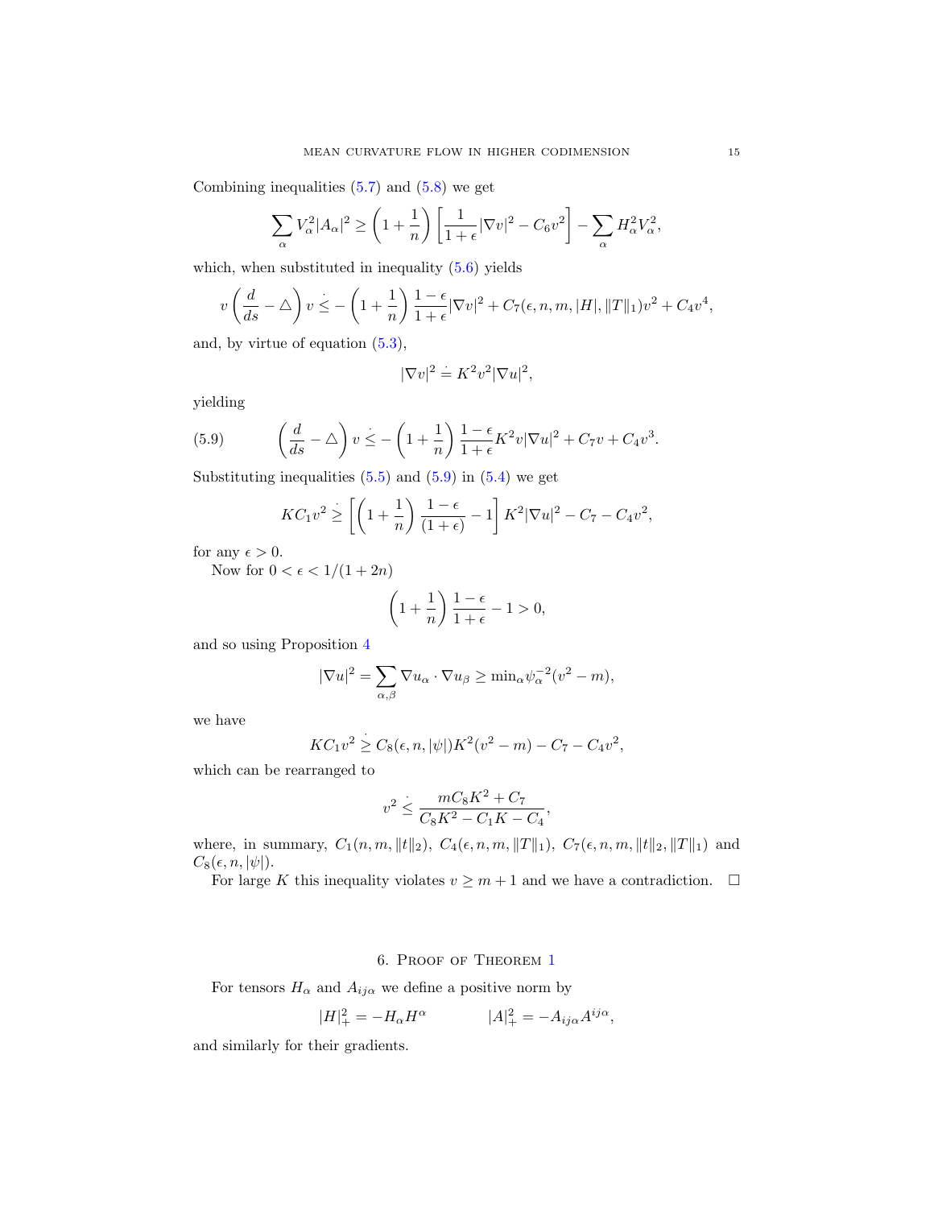Combining inequalities (5.7) and (5.8) we get

$$\sum_\alpha V_\alpha^2 |A_\alpha|^2 \geq \left(1+\frac{1}{n}\right)\left[\frac{1}{1+\epsilon}|\nabla v|^2 - C_6 v^2\right] - \sum_\alpha H_\alpha^2 V_\alpha^2,$$

which, when substituted in inequality (5.6) yields

$$v\left(\frac{d}{ds} - \triangle\right) v \mathrel{\dot{\leq}} -\left(1+\frac{1}{n}\right)\frac{1-\epsilon}{1+\epsilon}|\nabla v|^2 + C_7(\epsilon, n, m, |H|, \|T\|_1)v^2 + C_4 v^4,$$

and, by virtue of equation (5.3),

$$|\nabla v|^2 \mathrel{\dot{=}} K^2 v^2 |\nabla u|^2,$$

yielding

$$\left(\frac{d}{ds} - \triangle\right) v \mathrel{\dot{\leq}} -\left(1+\frac{1}{n}\right)\frac{1-\epsilon}{1+\epsilon}K^2 v |\nabla u|^2 + C_7 v + C_4 v^3. \tag{5.9}$$

Substituting inequalities (5.5) and (5.9) in (5.4) we get

$$K C_1 v^2 \mathrel{\dot{\geq}} \left[\left(1+\frac{1}{n}\right)\frac{1-\epsilon}{(1+\epsilon)} - 1\right] K^2 |\nabla u|^2 - C_7 - C_4 v^2,$$

for any $\epsilon > 0$.

Now for $0 < \epsilon < 1/(1+2n)$

$$\left(1+\frac{1}{n}\right)\frac{1-\epsilon}{1+\epsilon} - 1 > 0,$$

and so using Proposition 4

$$|\nabla u|^2 = \sum_{\alpha,\beta} \nabla u_\alpha \cdot \nabla u_\beta \geq \min_\alpha \psi_\alpha^{-2}(v^2 - m),$$

we have

$$K C_1 v^2 \mathrel{\dot{\geq}} C_8(\epsilon, n, |\psi|) K^2 (v^2 - m) - C_7 - C_4 v^2,$$

which can be rearranged to

$$v^2 \mathrel{\dot{\leq}} \frac{m C_8 K^2 + C_7}{C_8 K^2 - C_1 K - C_4},$$

where, in summary, $C_1(n, m, \|t\|_2)$, $C_4(\epsilon, n, m, \|T\|_1)$, $C_7(\epsilon, n, m, \|t\|_2, \|T\|_1)$ and $C_8(\epsilon, n, |\psi|)$.

For large $K$ this inequality violates $v \geq m+1$ and we have a contradiction. $\square$

## 6. Proof of Theorem 1

For tensors $H_\alpha$ and $A_{ij\alpha}$ we define a positive norm by

$$|H|_+^2 = -H_\alpha H^\alpha \qquad\qquad |A|_+^2 = -A_{ij\alpha}A^{ij\alpha},$$

and similarly for their gradients.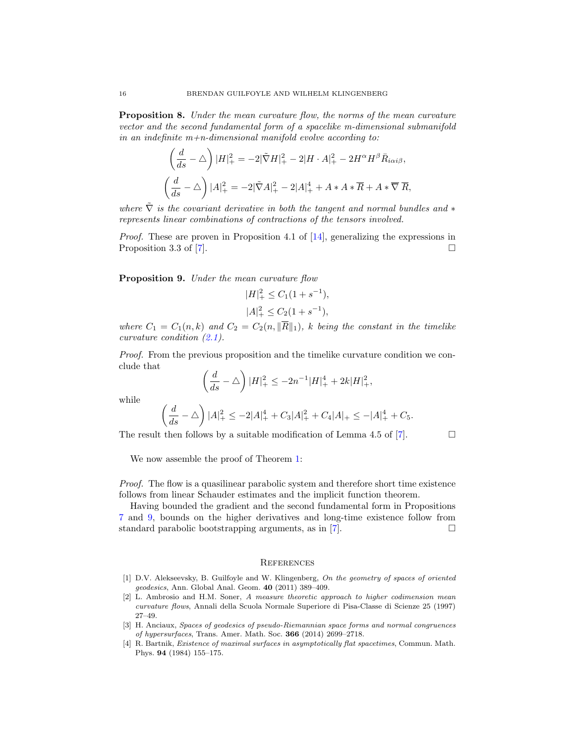**Proposition 8.** *Under the mean curvature flow, the norms of the mean curvature vector and the second fundamental form of a spacelike m-dimensional submanifold in an indefinite m+n-dimensional manifold evolve according to:*

$$\left(\frac{d}{ds} - \triangle\right)|H|_+^2 = -2|\tilde{\nabla}H|_+^2 - 2|H\cdot A|_+^2 - 2H^\alpha H^\beta \bar{R}_{i\alpha i\beta},$$

$$\left(\frac{d}{ds} - \triangle\right)|A|_+^2 = -2|\tilde{\nabla}A|_+^2 - 2|A|_+^4 + A * A * \overline{R} + A * \overline{\nabla}\,\overline{R},$$

*where $\tilde{\nabla}$ is the covariant derivative in both the tangent and normal bundles and $*$ represents linear combinations of contractions of the tensors involved.*

*Proof.* These are proven in Proposition 4.1 of [14], generalizing the expressions in Proposition 3.3 of [7]. □

**Proposition 9.** *Under the mean curvature flow*

$$|H|_+^2 \leq C_1(1 + s^{-1}),$$

$$|A|_+^2 \leq C_2(1 + s^{-1}),$$

*where $C_1 = C_1(n, k)$ and $C_2 = C_2(n, \|\overline{R}\|_1)$, $k$ being the constant in the timelike curvature condition (2.1).*

*Proof.* From the previous proposition and the timelike curvature condition we conclude that

$$\left(\frac{d}{ds} - \triangle\right)|H|_+^2 \leq -2n^{-1}|H|_+^4 + 2k|H|_+^2,$$

while

$$\left(\frac{d}{ds} - \triangle\right)|A|_+^2 \leq -2|A|_+^4 + C_3|A|_+^2 + C_4|A|_+ \leq -|A|_+^4 + C_5.$$

The result then follows by a suitable modification of Lemma 4.5 of [7]. □

We now assemble the proof of Theorem 1:

*Proof.* The flow is a quasilinear parabolic system and therefore short time existence follows from linear Schauder estimates and the implicit function theorem.

Having bounded the gradient and the second fundamental form in Propositions 7 and 9, bounds on the higher derivatives and long-time existence follow from standard parabolic bootstrapping arguments, as in [7]. □

## References

[1] D.V. Alekseevsky, B. Guilfoyle and W. Klingenberg, *On the geometry of spaces of oriented geodesics*, Ann. Global Anal. Geom. **40** (2011) 389–409.

[2] L. Ambrosio and H.M. Soner, *A measure theoretic approach to higher codimension mean curvature flows*, Annali della Scuola Normale Superiore di Pisa-Classe di Scienze 25 (1997) 27–49.

[3] H. Anciaux, *Spaces of geodesics of pseudo-Riemannian space forms and normal congruences of hypersurfaces*, Trans. Amer. Math. Soc. **366** (2014) 2699–2718.

[4] R. Bartnik, *Existence of maximal surfaces in asymptotically flat spacetimes*, Commun. Math. Phys. **94** (1984) 155–175.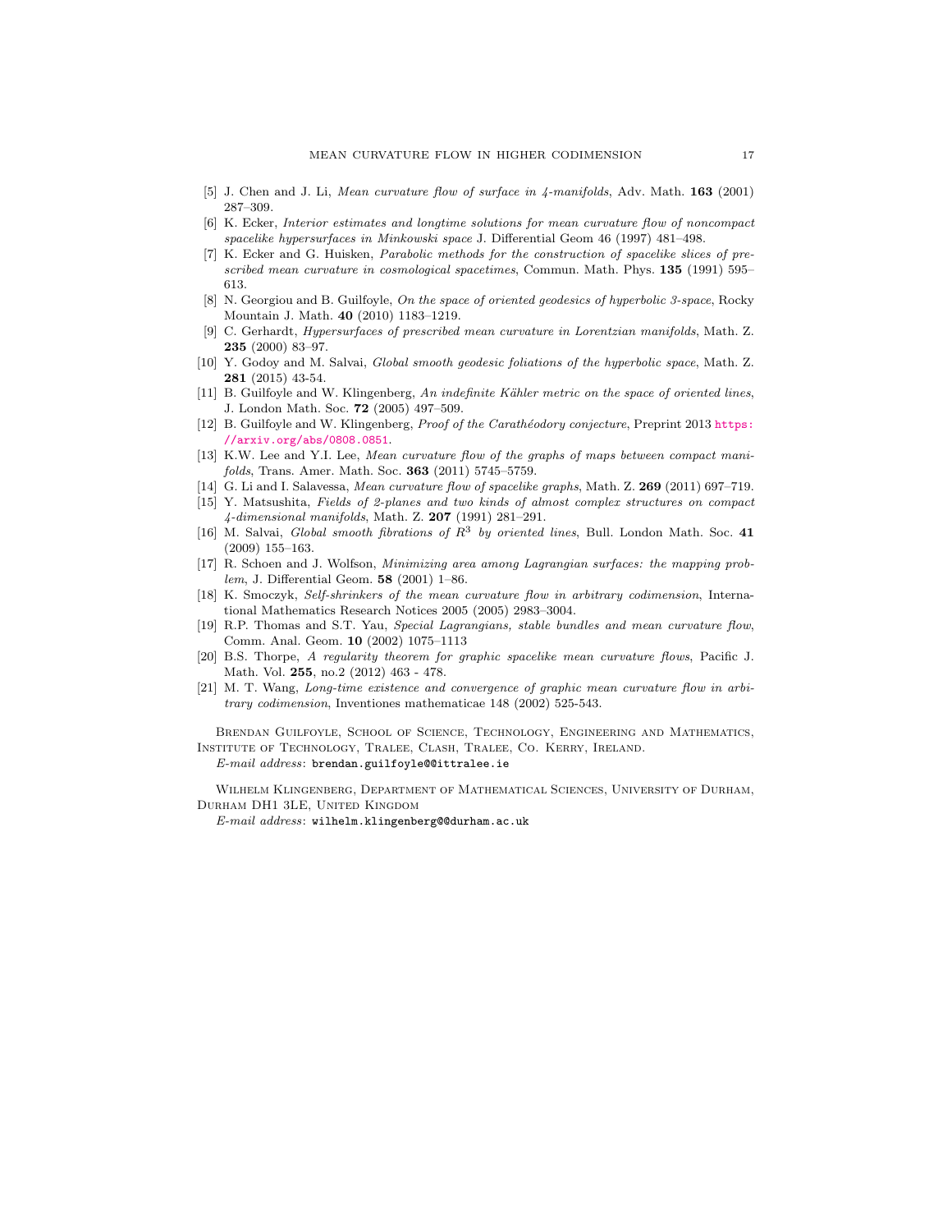[5] J. Chen and J. Li, *Mean curvature flow of surface in 4-manifolds*, Adv. Math. **163** (2001) 287–309.

[6] K. Ecker, *Interior estimates and longtime solutions for mean curvature flow of noncompact spacelike hypersurfaces in Minkowski space* J. Differential Geom 46 (1997) 481–498.

[7] K. Ecker and G. Huisken, *Parabolic methods for the construction of spacelike slices of prescribed mean curvature in cosmological spacetimes*, Commun. Math. Phys. **135** (1991) 595–613.

[8] N. Georgiou and B. Guilfoyle, *On the space of oriented geodesics of hyperbolic 3-space*, Rocky Mountain J. Math. **40** (2010) 1183–1219.

[9] C. Gerhardt, *Hypersurfaces of prescribed mean curvature in Lorentzian manifolds*, Math. Z. **235** (2000) 83–97.

[10] Y. Godoy and M. Salvai, *Global smooth geodesic foliations of the hyperbolic space*, Math. Z. **281** (2015) 43-54.

[11] B. Guilfoyle and W. Klingenberg, *An indefinite Kähler metric on the space of oriented lines*, J. London Math. Soc. **72** (2005) 497–509.

[12] B. Guilfoyle and W. Klingenberg, *Proof of the Carathéodory conjecture*, Preprint 2013 https://arxiv.org/abs/0808.0851.

[13] K.W. Lee and Y.I. Lee, *Mean curvature flow of the graphs of maps between compact manifolds*, Trans. Amer. Math. Soc. **363** (2011) 5745–5759.

[14] G. Li and I. Salavessa, *Mean curvature flow of spacelike graphs*, Math. Z. **269** (2011) 697–719.

[15] Y. Matsushita, *Fields of 2-planes and two kinds of almost complex structures on compact 4-dimensional manifolds*, Math. Z. **207** (1991) 281–291.

[16] M. Salvai, *Global smooth fibrations of $R^3$ by oriented lines*, Bull. London Math. Soc. **41** (2009) 155–163.

[17] R. Schoen and J. Wolfson, *Minimizing area among Lagrangian surfaces: the mapping problem*, J. Differential Geom. **58** (2001) 1–86.

[18] K. Smoczyk, *Self-shrinkers of the mean curvature flow in arbitrary codimension*, International Mathematics Research Notices 2005 (2005) 2983–3004.

[19] R.P. Thomas and S.T. Yau, *Special Lagrangians, stable bundles and mean curvature flow*, Comm. Anal. Geom. **10** (2002) 1075–1113

[20] B.S. Thorpe, *A regularity theorem for graphic spacelike mean curvature flows*, Pacific J. Math. Vol. **255**, no.2 (2012) 463 - 478.

[21] M. T. Wang, *Long-time existence and convergence of graphic mean curvature flow in arbitrary codimension*, Inventiones mathematicae 148 (2002) 525-543.

Brendan Guilfoyle, School of Science, Technology, Engineering and Mathematics, Institute of Technology, Tralee, Clash, Tralee, Co. Kerry, Ireland.

*E-mail address*: brendan.guilfoyle@@ittralee.ie

Wilhelm Klingenberg, Department of Mathematical Sciences, University of Durham, Durham DH1 3LE, United Kingdom

*E-mail address*: wilhelm.klingenberg@@durham.ac.uk